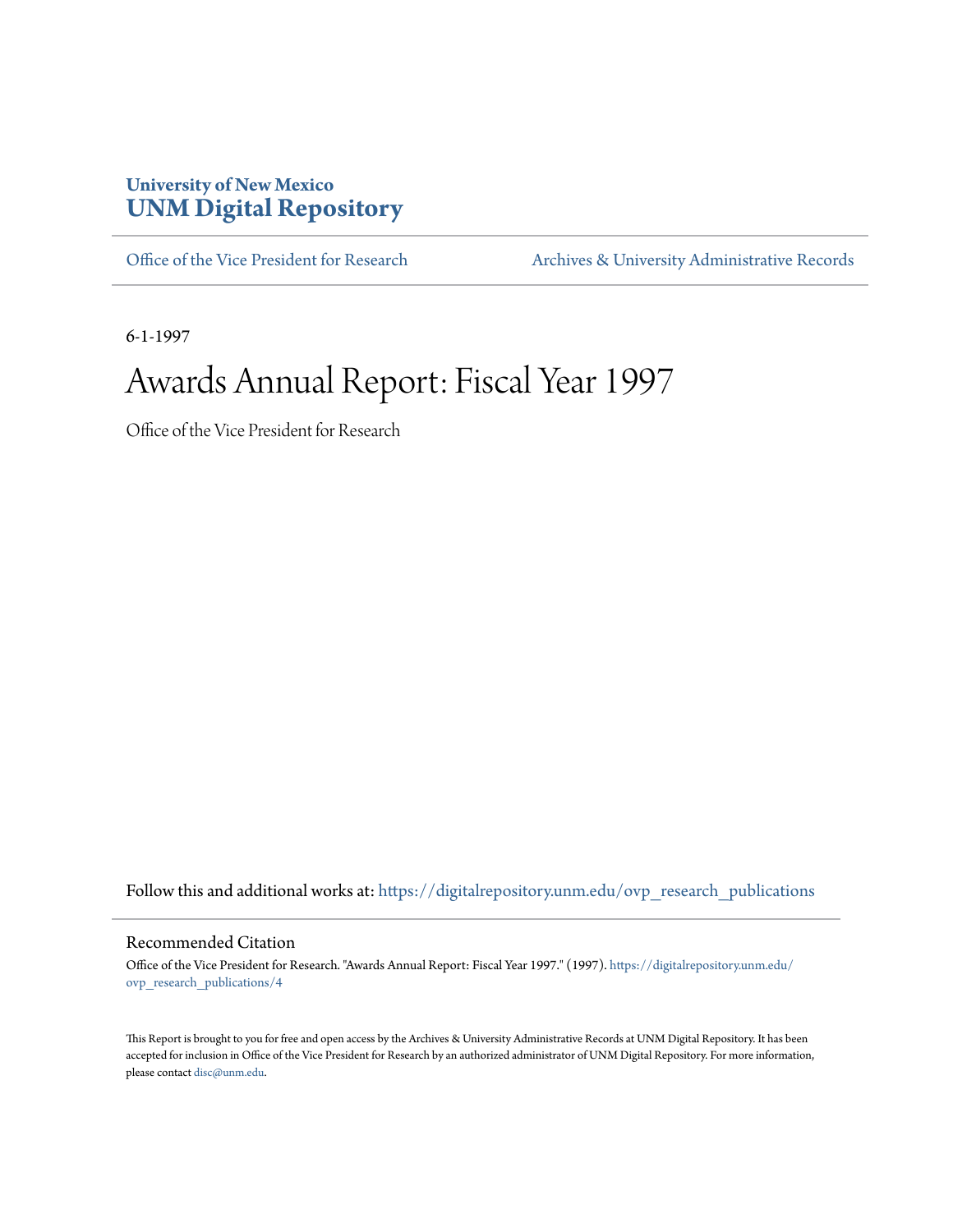University of New Mexico
# UNM Digital Repository

Office of the Vice President for Research | Archives & University Administrative Records

6-1-1997

# Awards Annual Report: Fiscal Year 1997

Office of the Vice President for Research

Follow this and additional works at: https://digitalrepository.unm.edu/ovp_research_publications

## Recommended Citation

Office of the Vice President for Research. "Awards Annual Report: Fiscal Year 1997." (1997). https://digitalrepository.unm.edu/ovp_research_publications/4

This Report is brought to you for free and open access by the Archives & University Administrative Records at UNM Digital Repository. It has been accepted for inclusion in Office of the Vice President for Research by an authorized administrator of UNM Digital Repository. For more information, please contact disc@unm.edu.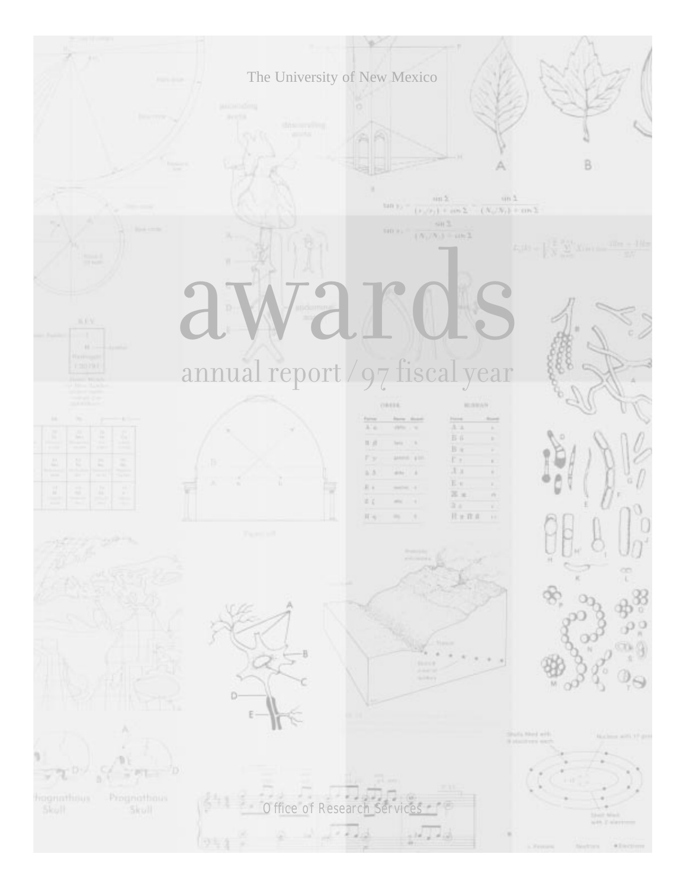The University of New Mexico

# awards

## annual report / 97 fiscal year

Office of Research Services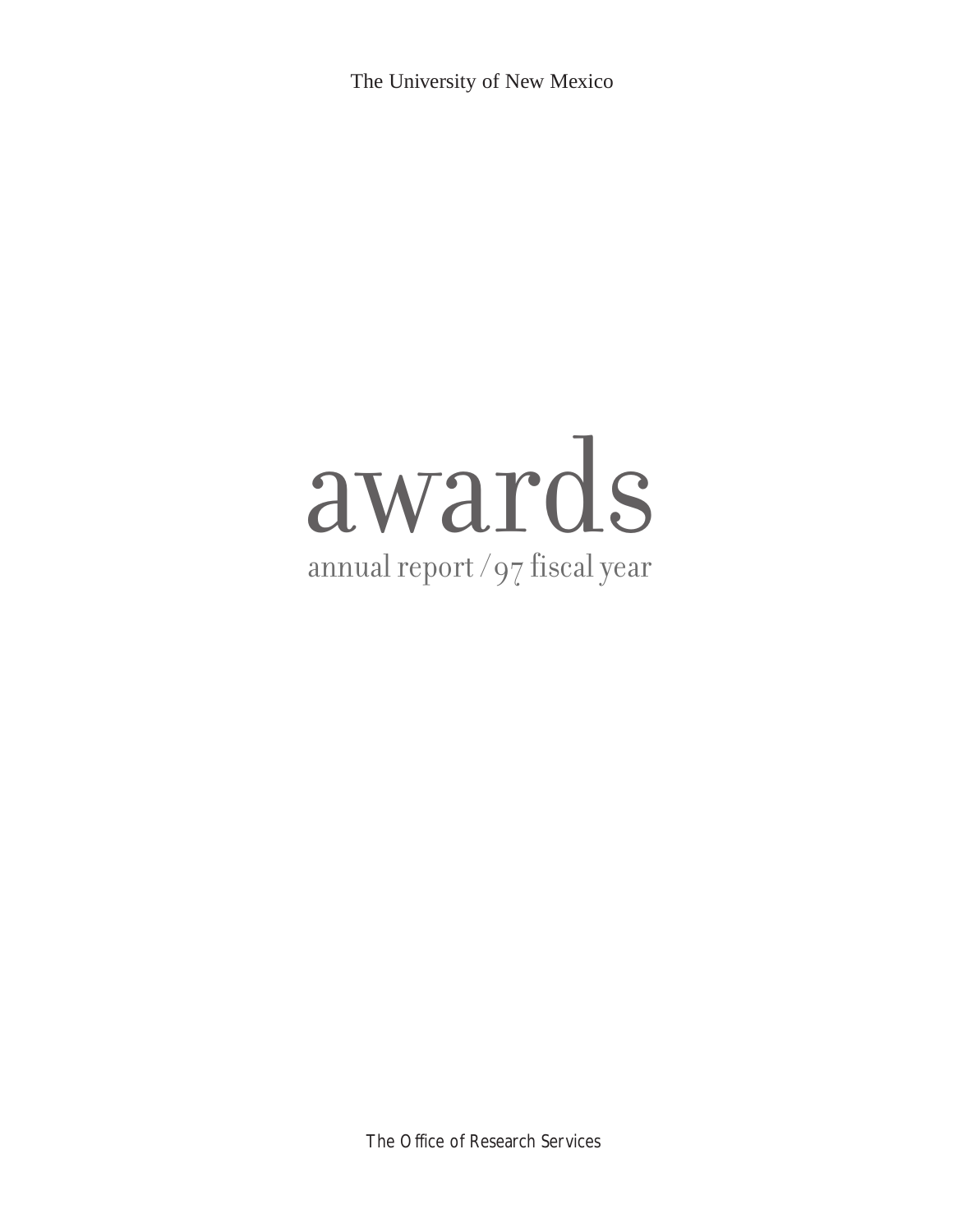The University of New Mexico

# awards

## annual report / 97 fiscal year

The Office of Research Services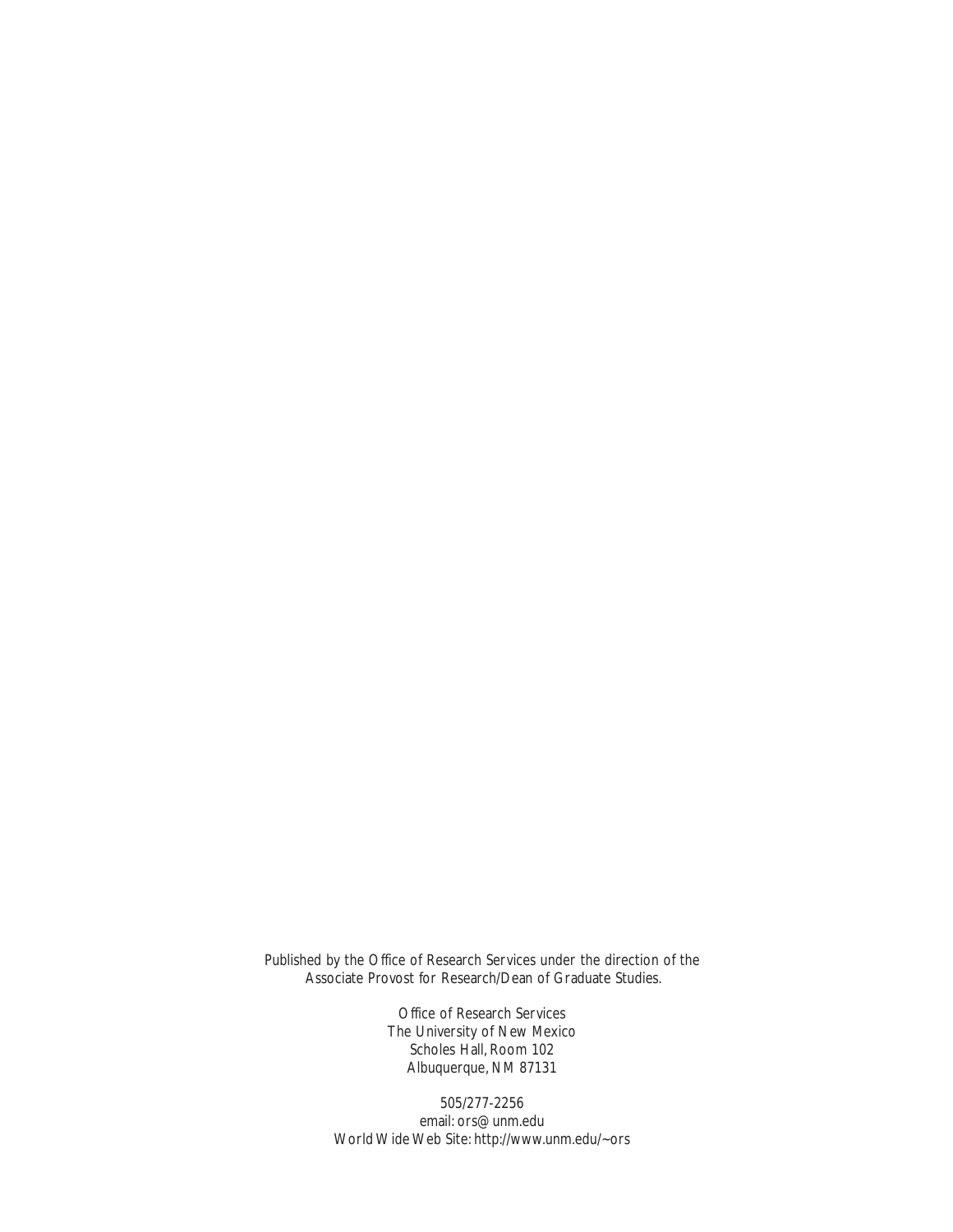Published by the Office of Research Services under the direction of the Associate Provost for Research/Dean of Graduate Studies.

Office of Research Services
The University of New Mexico
Scholes Hall, Room 102
Albuquerque, NM 87131

505/277-2256
email: ors@unm.edu
World Wide Web Site: http://www.unm.edu/~ors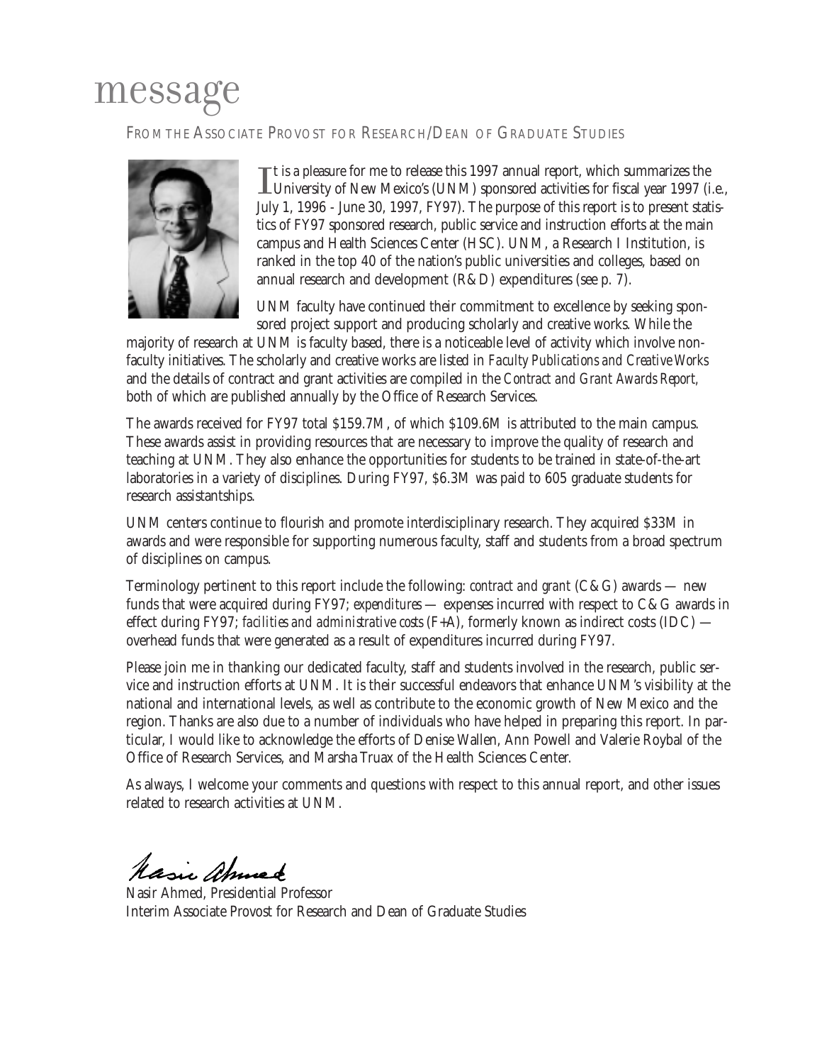# message

## FROM THE ASSOCIATE PROVOST FOR RESEARCH/DEAN OF GRADUATE STUDIES

It is a pleasure for me to release this 1997 annual report, which summarizes the University of New Mexico's (UNM) sponsored activities for fiscal year 1997 (i.e., July 1, 1996 - June 30, 1997, FY97). The purpose of this report is to present statistics of FY97 sponsored research, public service and instruction efforts at the main campus and Health Sciences Center (HSC). UNM, a Research I Institution, is ranked in the top 40 of the nation's public universities and colleges, based on annual research and development (R&D) expenditures (see p. 7).

UNM faculty have continued their commitment to excellence by seeking sponsored project support and producing scholarly and creative works. While the majority of research at UNM is faculty based, there is a noticeable level of activity which involve non-faculty initiatives. The scholarly and creative works are listed in *Faculty Publications and Creative Works* and the details of contract and grant activities are compiled in the *Contract and Grant Awards Report,* both of which are published annually by the Office of Research Services.

The awards received for FY97 total $159.7M, of which $109.6M is attributed to the main campus. These awards assist in providing resources that are necessary to improve the quality of research and teaching at UNM. They also enhance the opportunities for students to be trained in state-of-the-art laboratories in a variety of disciplines. During FY97, $6.3M was paid to 605 graduate students for research assistantships.

UNM centers continue to flourish and promote interdisciplinary research. They acquired $33M in awards and were responsible for supporting numerous faculty, staff and students from a broad spectrum of disciplines on campus.

Terminology pertinent to this report include the following: *contract and grant* (C&G) awards — new funds that were acquired during FY97; *expenditures* — expenses incurred with respect to C&G awards in effect during FY97; *facilities and administrative costs* (F+A), formerly known as indirect costs (IDC) — overhead funds that were generated as a result of expenditures incurred during FY97.

Please join me in thanking our dedicated faculty, staff and students involved in the research, public service and instruction efforts at UNM. It is their successful endeavors that enhance UNM's visibility at the national and international levels, as well as contribute to the economic growth of New Mexico and the region. Thanks are also due to a number of individuals who have helped in preparing this report. In particular, I would like to acknowledge the efforts of Denise Wallen, Ann Powell and Valerie Roybal of the Office of Research Services, and Marsha Truax of the Health Sciences Center.

As always, I welcome your comments and questions with respect to this annual report, and other issues related to research activities at UNM.

Nasir Ahmed

Nasir Ahmed, Presidential Professor
Interim Associate Provost for Research and Dean of Graduate Studies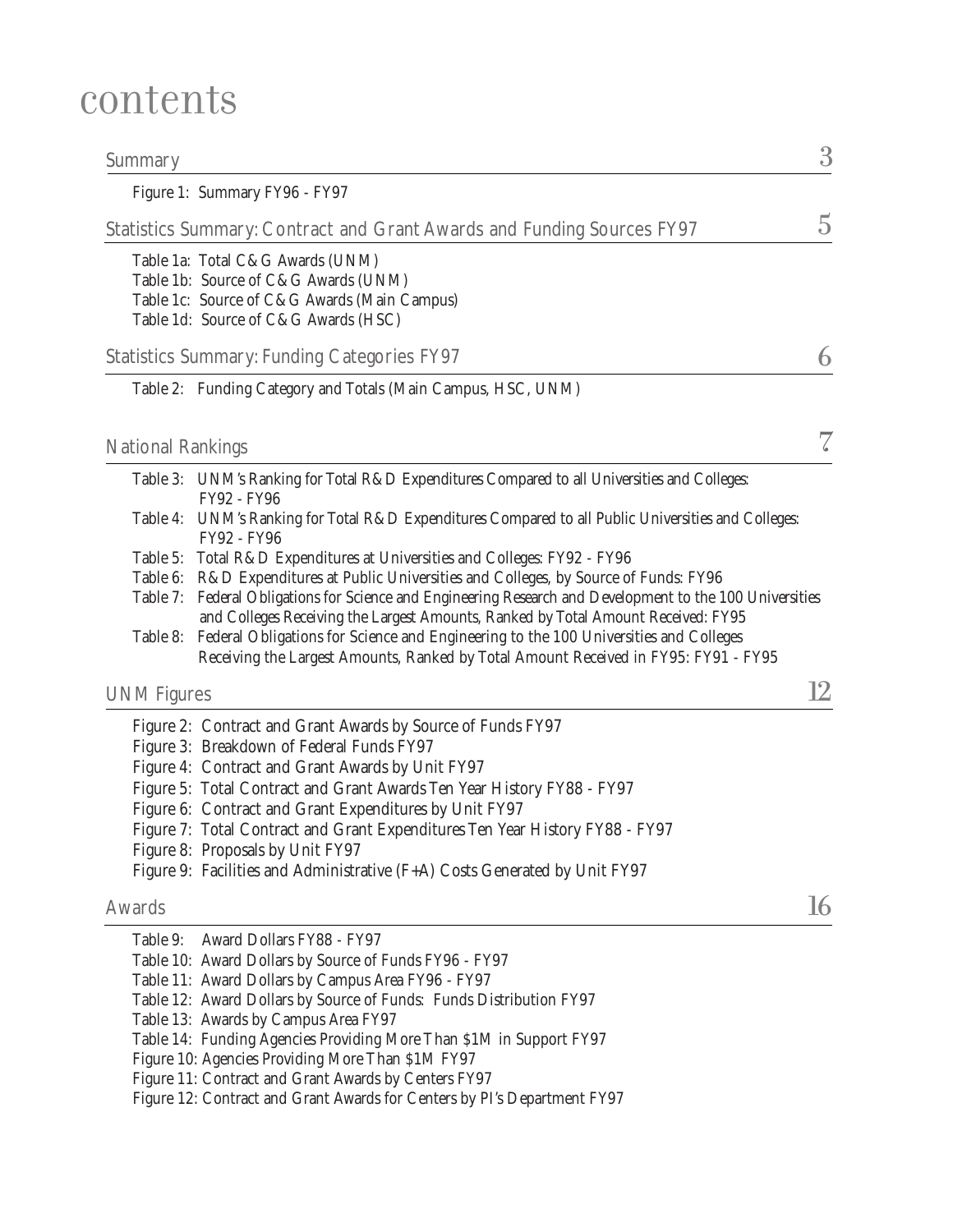# contents

## Summary — 3

Figure 1: Summary FY96 - FY97

## Statistics Summary: Contract and Grant Awards and Funding Sources FY97 — 5

Table 1a: Total C&G Awards (UNM)
Table 1b: Source of C&G Awards (UNM)
Table 1c: Source of C&G Awards (Main Campus)
Table 1d: Source of C&G Awards (HSC)

## Statistics Summary: Funding Categories FY97 — 6

Table 2: Funding Category and Totals (Main Campus, HSC, UNM)

## National Rankings — 7

Table 3: UNM's Ranking for Total R&D Expenditures Compared to all Universities and Colleges: FY92 - FY96
Table 4: UNM's Ranking for Total R&D Expenditures Compared to all Public Universities and Colleges: FY92 - FY96
Table 5: Total R&D Expenditures at Universities and Colleges: FY92 - FY96
Table 6: R&D Expenditures at Public Universities and Colleges, by Source of Funds: FY96
Table 7: Federal Obligations for Science and Engineering Research and Development to the 100 Universities and Colleges Receiving the Largest Amounts, Ranked by Total Amount Received: FY95
Table 8: Federal Obligations for Science and Engineering to the 100 Universities and Colleges Receiving the Largest Amounts, Ranked by Total Amount Received in FY95: FY91 - FY95

## UNM Figures — 12

Figure 2: Contract and Grant Awards by Source of Funds FY97
Figure 3: Breakdown of Federal Funds FY97
Figure 4: Contract and Grant Awards by Unit FY97
Figure 5: Total Contract and Grant Awards Ten Year History FY88 - FY97
Figure 6: Contract and Grant Expenditures by Unit FY97
Figure 7: Total Contract and Grant Expenditures Ten Year History FY88 - FY97
Figure 8: Proposals by Unit FY97
Figure 9: Facilities and Administrative (F+A) Costs Generated by Unit FY97

## Awards — 16

Table 9: Award Dollars FY88 - FY97
Table 10: Award Dollars by Source of Funds FY96 - FY97
Table 11: Award Dollars by Campus Area FY96 - FY97
Table 12: Award Dollars by Source of Funds: Funds Distribution FY97
Table 13: Awards by Campus Area FY97
Table 14: Funding Agencies Providing More Than $1M in Support FY97
Figure 10: Agencies Providing More Than $1M FY97
Figure 11: Contract and Grant Awards by Centers FY97
Figure 12: Contract and Grant Awards for Centers by PI's Department FY97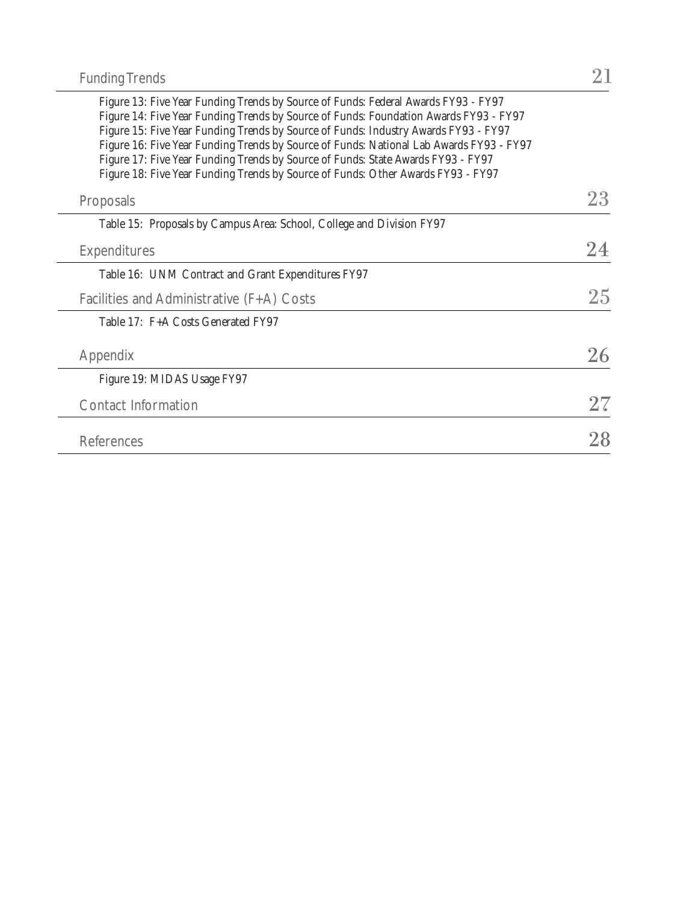Funding Trends 21

Figure 13: Five Year Funding Trends by Source of Funds: Federal Awards FY93 - FY97
Figure 14: Five Year Funding Trends by Source of Funds: Foundation Awards FY93 - FY97
Figure 15: Five Year Funding Trends by Source of Funds: Industry Awards FY93 - FY97
Figure 16: Five Year Funding Trends by Source of Funds: National Lab Awards FY93 - FY97
Figure 17: Five Year Funding Trends by Source of Funds: State Awards FY93 - FY97
Figure 18: Five Year Funding Trends by Source of Funds: Other Awards FY93 - FY97

Proposals 23

Table 15: Proposals by Campus Area: School, College and Division FY97

Expenditures 24

Table 16: UNM Contract and Grant Expenditures FY97

Facilities and Administrative (F+A) Costs 25

Table 17: F+A Costs Generated FY97

Appendix 26

Figure 19: MIDAS Usage FY97

Contact Information 27

References 28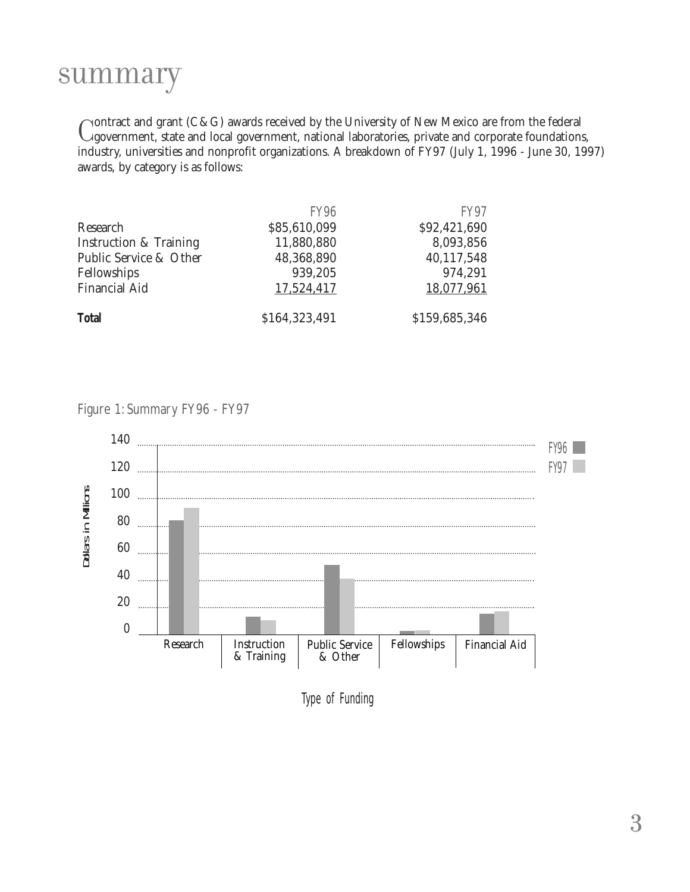# summary

Contract and grant (C&G) awards received by the University of New Mexico are from the federal government, state and local government, national laboratories, private and corporate foundations, industry, universities and nonprofit organizations. A breakdown of FY97 (July 1, 1996 - June 30, 1997) awards, by category is as follows:

| | FY96 | FY97 |
|---|---|---|
| Research | $85,610,099 | $92,421,690 |
| Instruction & Training | 11,880,880 | 8,093,856 |
| Public Service & Other | 48,368,890 | 40,117,548 |
| Fellowships | 939,205 | 974,291 |
| Financial Aid | 17,524,417 | 18,077,961 |
| **Total** | $164,323,491 | $159,685,346 |

Figure 1: Summary FY96 - FY97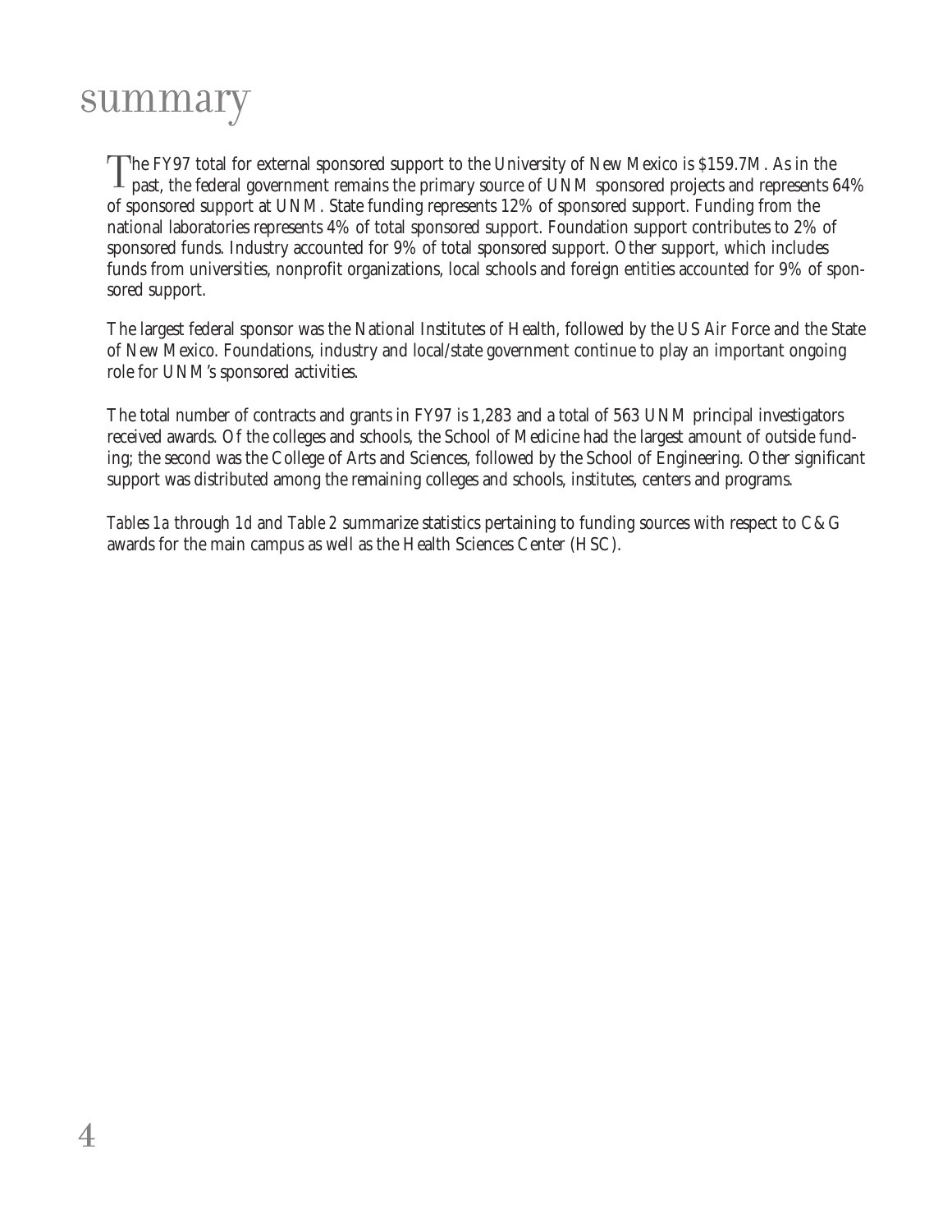# summary

The FY97 total for external sponsored support to the University of New Mexico is $159.7M. As in the past, the federal government remains the primary source of UNM sponsored projects and represents 64% of sponsored support at UNM. State funding represents 12% of sponsored support. Funding from the national laboratories represents 4% of total sponsored support. Foundation support contributes to 2% of sponsored funds. Industry accounted for 9% of total sponsored support. Other support, which includes funds from universities, nonprofit organizations, local schools and foreign entities accounted for 9% of sponsored support.

The largest federal sponsor was the National Institutes of Health, followed by the US Air Force and the State of New Mexico. Foundations, industry and local/state government continue to play an important ongoing role for UNM's sponsored activities.

The total number of contracts and grants in FY97 is 1,283 and a total of 563 UNM principal investigators received awards. Of the colleges and schools, the School of Medicine had the largest amount of outside funding; the second was the College of Arts and Sciences, followed by the School of Engineering. Other significant support was distributed among the remaining colleges and schools, institutes, centers and programs.

*Tables 1a* through *1d* and *Table 2* summarize statistics pertaining to funding sources with respect to C&G awards for the main campus as well as the Health Sciences Center (HSC).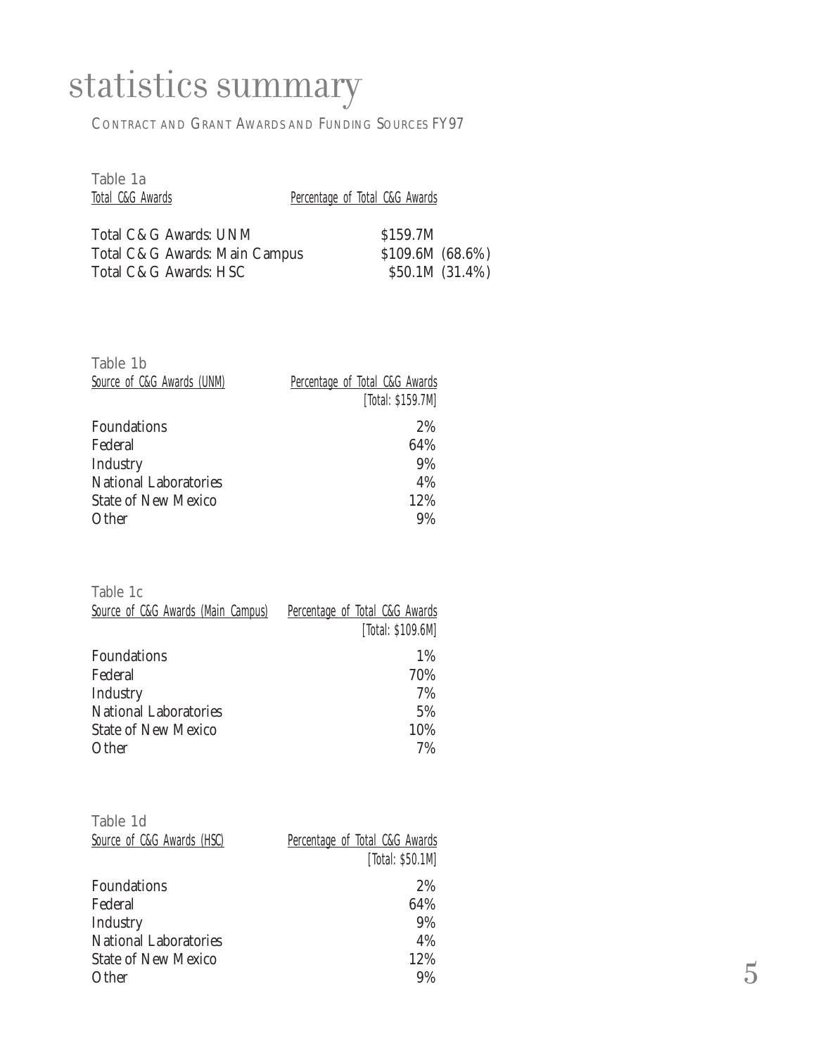# statistics summary

CONTRACT AND GRANT AWARDS AND FUNDING SOURCES FY97

Table 1a

| Total C&G Awards | Percentage of Total C&G Awards |
|---|---|
| Total C&G Awards: UNM | $159.7M |
| Total C&G Awards: Main Campus | $109.6M (68.6%) |
| Total C&G Awards: HSC | $50.1M (31.4%) |

Table 1b

| Source of C&G Awards (UNM) | Percentage of Total C&G Awards [Total: $159.7M] |
|---|---|
| Foundations | 2% |
| Federal | 64% |
| Industry | 9% |
| National Laboratories | 4% |
| State of New Mexico | 12% |
| Other | 9% |

Table 1c

| Source of C&G Awards (Main Campus) | Percentage of Total C&G Awards [Total: $109.6M] |
|---|---|
| Foundations | 1% |
| Federal | 70% |
| Industry | 7% |
| National Laboratories | 5% |
| State of New Mexico | 10% |
| Other | 7% |

Table 1d

| Source of C&G Awards (HSC) | Percentage of Total C&G Awards [Total: $50.1M] |
|---|---|
| Foundations | 2% |
| Federal | 64% |
| Industry | 9% |
| National Laboratories | 4% |
| State of New Mexico | 12% |
| Other | 9% |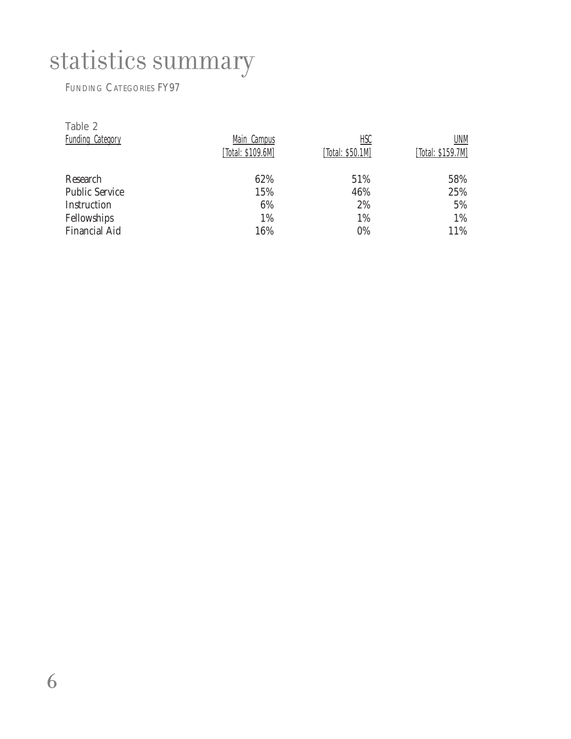# statistics summary

FUNDING CATEGORIES FY97

Table 2

| Funding Category | Main Campus [Total: $109.6M] | HSC [Total: $50.1M] | UNM [Total: $159.7M] |
|---|---|---|---|
| Research | 62% | 51% | 58% |
| Public Service | 15% | 46% | 25% |
| Instruction | 6% | 2% | 5% |
| Fellowships | 1% | 1% | 1% |
| Financial Aid | 16% | 0% | 11% |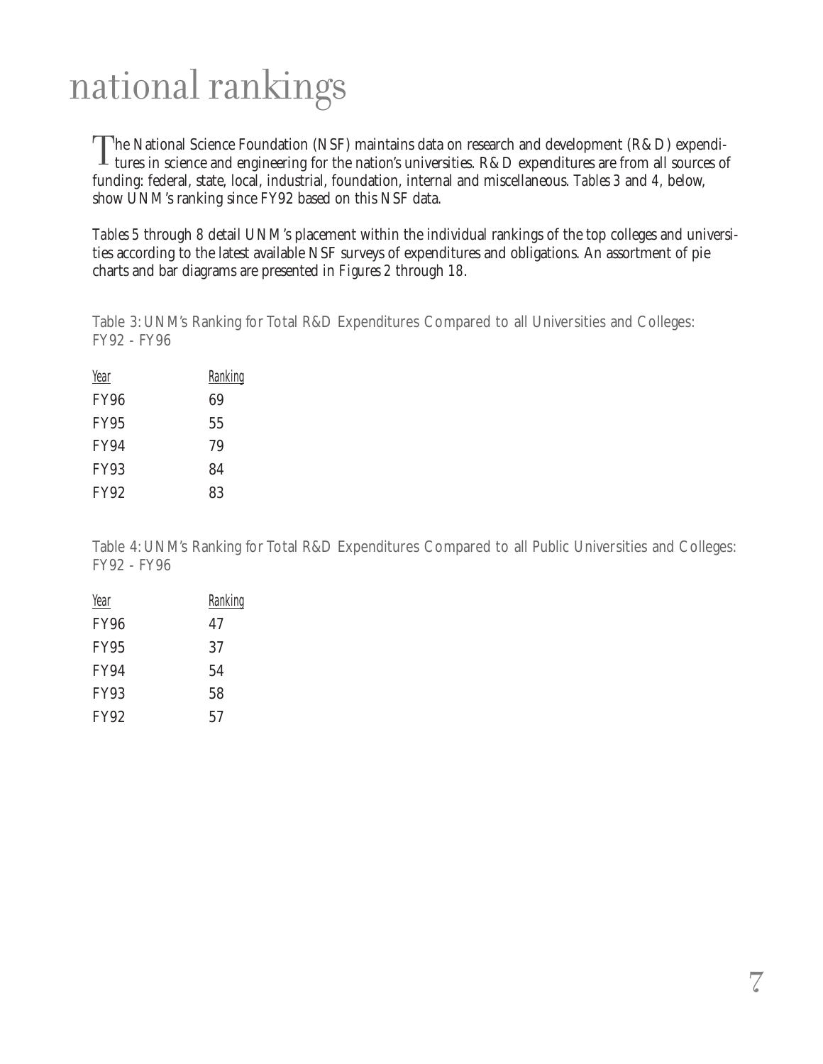# national rankings

The National Science Foundation (NSF) maintains data on research and development (R&D) expenditures in science and engineering for the nation's universities. R&D expenditures are from all sources of funding: federal, state, local, industrial, foundation, internal and miscellaneous. *Tables 3* and *4*, below, show UNM's ranking since FY92 based on this NSF data.

*Tables 5* through *8* detail UNM's placement within the individual rankings of the top colleges and universities according to the latest available NSF surveys of expenditures and obligations. An assortment of pie charts and bar diagrams are presented in *Figures 2* through *18*.

Table 3: UNM's Ranking for Total R&D Expenditures Compared to all Universities and Colleges: FY92 - FY96

| Year | Ranking |
|---|---|
| FY96 | 69 |
| FY95 | 55 |
| FY94 | 79 |
| FY93 | 84 |
| FY92 | 83 |

Table 4: UNM's Ranking for Total R&D Expenditures Compared to all Public Universities and Colleges: FY92 - FY96

| Year | Ranking |
|---|---|
| FY96 | 47 |
| FY95 | 37 |
| FY94 | 54 |
| FY93 | 58 |
| FY92 | 57 |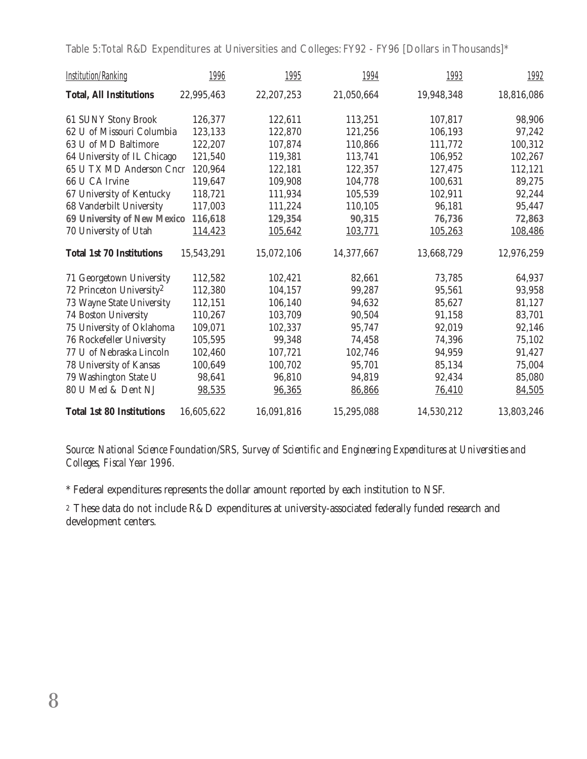Table 5:Total R&D Expenditures at Universities and Colleges: FY92 - FY96 [Dollars in Thousands]*

| *Institution/Ranking* | *1996* | *1995* | *1994* | *1993* | *1992* |
|---|---|---|---|---|---|
| **Total, All Institutions** | 22,995,463 | 22,207,253 | 21,050,664 | 19,948,348 | 18,816,086 |
| 61 SUNY Stony Brook | 126,377 | 122,611 | 113,251 | 107,817 | 98,906 |
| 62 U of Missouri Columbia | 123,133 | 122,870 | 121,256 | 106,193 | 97,242 |
| 63 U of MD Baltimore | 122,207 | 107,874 | 110,866 | 111,772 | 100,312 |
| 64 University of IL Chicago | 121,540 | 119,381 | 113,741 | 106,952 | 102,267 |
| 65 U TX MD Anderson Cncr | 120,964 | 122,181 | 122,357 | 127,475 | 112,121 |
| 66 U CA Irvine | 119,647 | 109,908 | 104,778 | 100,631 | 89,275 |
| 67 University of Kentucky | 118,721 | 111,934 | 105,539 | 102,911 | 92,244 |
| 68 Vanderbilt University | 117,003 | 111,224 | 110,105 | 96,181 | 95,447 |
| **69 University of New Mexico** | **116,618** | **129,354** | **90,315** | **76,736** | **72,863** |
| 70 University of Utah | 114,423 | 105,642 | 103,771 | 105,263 | 108,486 |
| **Total 1st 70 Institutions** | 15,543,291 | 15,072,106 | 14,377,667 | 13,668,729 | 12,976,259 |
| 71 Georgetown University | 112,582 | 102,421 | 82,661 | 73,785 | 64,937 |
| 72 Princeton University[2] | 112,380 | 104,157 | 99,287 | 95,561 | 93,958 |
| 73 Wayne State University | 112,151 | 106,140 | 94,632 | 85,627 | 81,127 |
| 74 Boston University | 110,267 | 103,709 | 90,504 | 91,158 | 83,701 |
| 75 University of Oklahoma | 109,071 | 102,337 | 95,747 | 92,019 | 92,146 |
| 76 Rockefeller University | 105,595 | 99,348 | 74,458 | 74,396 | 75,102 |
| 77 U of Nebraska Lincoln | 102,460 | 107,721 | 102,746 | 94,959 | 91,427 |
| 78 University of Kansas | 100,649 | 100,702 | 95,701 | 85,134 | 75,004 |
| 79 Washington State U | 98,641 | 96,810 | 94,819 | 92,434 | 85,080 |
| 80 U Med & Dent NJ | 98,535 | 96,365 | 86,866 | 76,410 | 84,505 |
| **Total 1st 80 Institutions** | 16,605,622 | 16,091,816 | 15,295,088 | 14,530,212 | 13,803,246 |

*Source: National Science Foundation/SRS, Survey of Scientific and Engineering Expenditures at Universities and Colleges, Fiscal Year 1996.*

* Federal expenditures represents the dollar amount reported by each institution to NSF.

[2] These data do not include R&D expenditures at university-associated federally funded research and development centers.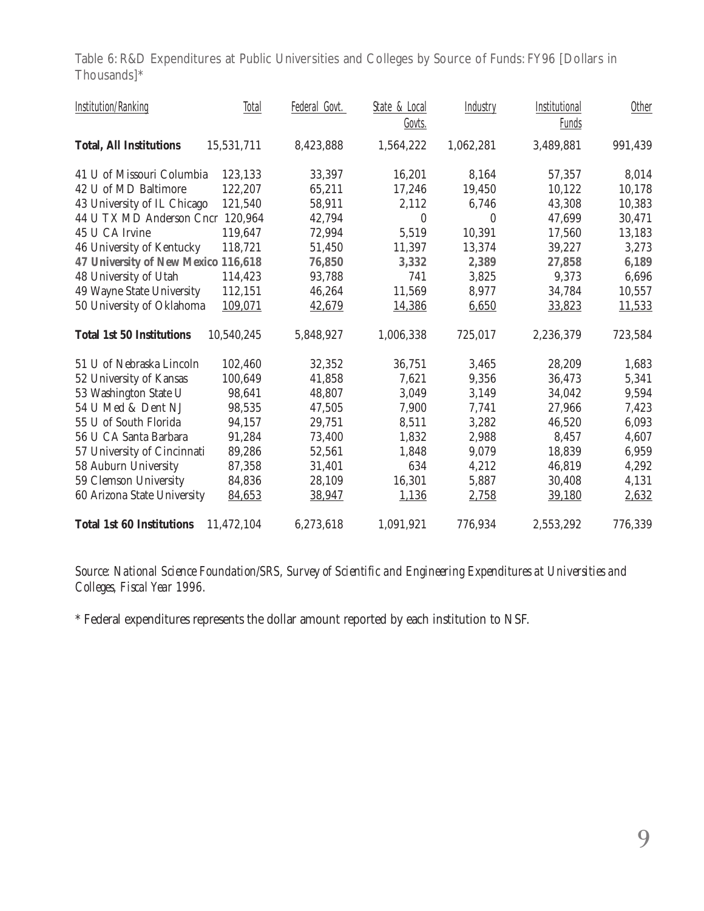Table 6: R&D Expenditures at Public Universities and Colleges by Source of Funds: FY96 [Dollars in Thousands]*

| Institution/Ranking | Total | Federal Govt. | State & Local Govts. | Industry | Institutional Funds | Other |
|---|---|---|---|---|---|---|
| **Total, All Institutions** | 15,531,711 | 8,423,888 | 1,564,222 | 1,062,281 | 3,489,881 | 991,439 |
| 41 U of Missouri Columbia | 123,133 | 33,397 | 16,201 | 8,164 | 57,357 | 8,014 |
| 42 U of MD Baltimore | 122,207 | 65,211 | 17,246 | 19,450 | 10,122 | 10,178 |
| 43 University of IL Chicago | 121,540 | 58,911 | 2,112 | 6,746 | 43,308 | 10,383 |
| 44 U TX MD Anderson Cncr | 120,964 | 42,794 | 0 | 0 | 47,699 | 30,471 |
| 45 U CA Irvine | 119,647 | 72,994 | 5,519 | 10,391 | 17,560 | 13,183 |
| 46 University of Kentucky | 118,721 | 51,450 | 11,397 | 13,374 | 39,227 | 3,273 |
| **47 University of New Mexico** | **116,618** | **76,850** | **3,332** | **2,389** | **27,858** | **6,189** |
| 48 University of Utah | 114,423 | 93,788 | 741 | 3,825 | 9,373 | 6,696 |
| 49 Wayne State University | 112,151 | 46,264 | 11,569 | 8,977 | 34,784 | 10,557 |
| 50 University of Oklahoma | 109,071 | 42,679 | 14,386 | 6,650 | 33,823 | 11,533 |
| **Total 1st 50 Institutions** | 10,540,245 | 5,848,927 | 1,006,338 | 725,017 | 2,236,379 | 723,584 |
| 51 U of Nebraska Lincoln | 102,460 | 32,352 | 36,751 | 3,465 | 28,209 | 1,683 |
| 52 University of Kansas | 100,649 | 41,858 | 7,621 | 9,356 | 36,473 | 5,341 |
| 53 Washington State U | 98,641 | 48,807 | 3,049 | 3,149 | 34,042 | 9,594 |
| 54 U Med & Dent NJ | 98,535 | 47,505 | 7,900 | 7,741 | 27,966 | 7,423 |
| 55 U of South Florida | 94,157 | 29,751 | 8,511 | 3,282 | 46,520 | 6,093 |
| 56 U CA Santa Barbara | 91,284 | 73,400 | 1,832 | 2,988 | 8,457 | 4,607 |
| 57 University of Cincinnati | 89,286 | 52,561 | 1,848 | 9,079 | 18,839 | 6,959 |
| 58 Auburn University | 87,358 | 31,401 | 634 | 4,212 | 46,819 | 4,292 |
| 59 Clemson University | 84,836 | 28,109 | 16,301 | 5,887 | 30,408 | 4,131 |
| 60 Arizona State University | 84,653 | 38,947 | 1,136 | 2,758 | 39,180 | 2,632 |
| **Total 1st 60 Institutions** | 11,472,104 | 6,273,618 | 1,091,921 | 776,934 | 2,553,292 | 776,339 |

*Source: National Science Foundation/SRS, Survey of Scientific and Engineering Expenditures at Universities and Colleges, Fiscal Year 1996.*

* Federal expenditures represents the dollar amount reported by each institution to NSF.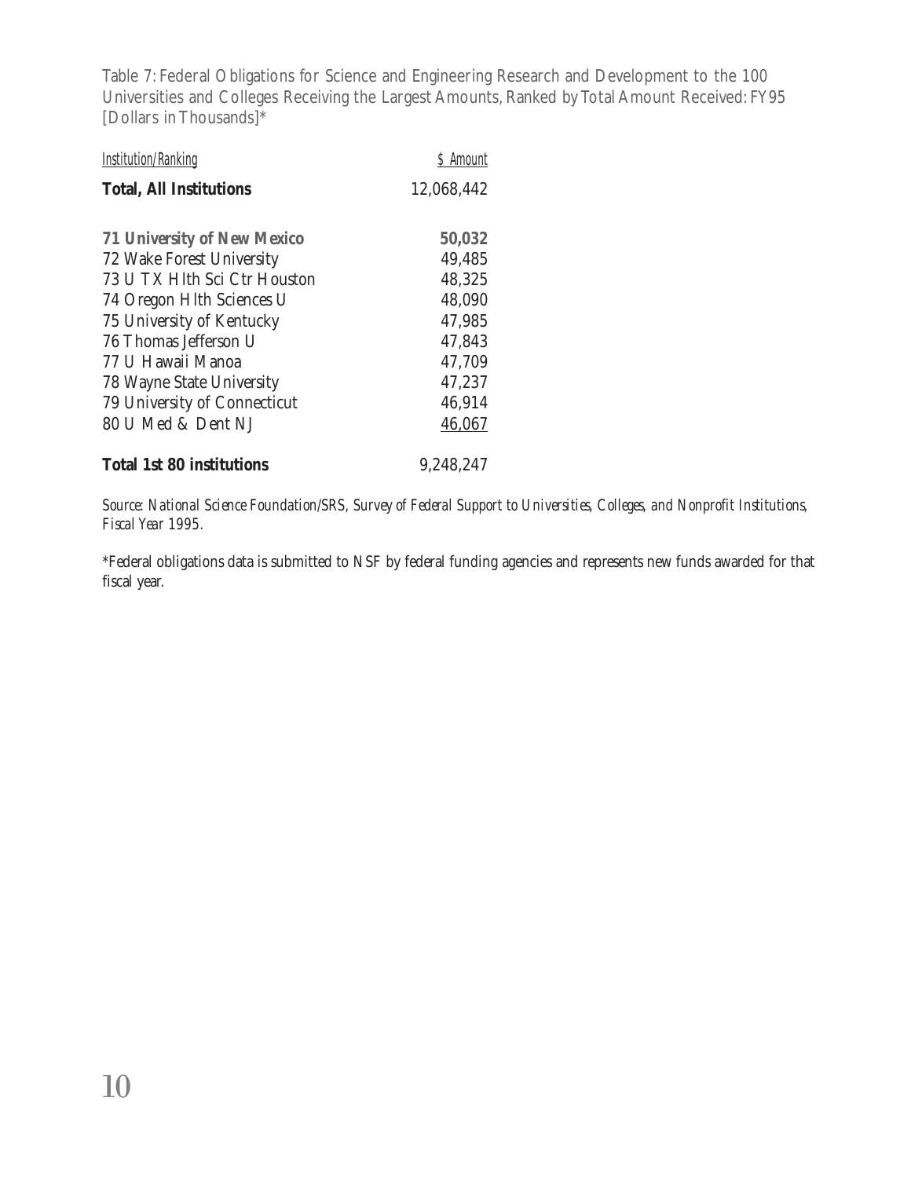Table 7: Federal Obligations for Science and Engineering Research and Development to the 100 Universities and Colleges Receiving the Largest Amounts, Ranked by Total Amount Received: FY95 [Dollars in Thousands]*

| *Institution/Ranking* | *$ Amount* |
|---|---|
| **Total, All Institutions** | 12,068,442 |
| **71 University of New Mexico** | **50,032** |
| 72 Wake Forest University | 49,485 |
| 73 U TX Hlth Sci Ctr Houston | 48,325 |
| 74 Oregon Hlth Sciences U | 48,090 |
| 75 University of Kentucky | 47,985 |
| 76 Thomas Jefferson U | 47,843 |
| 77 U Hawaii Manoa | 47,709 |
| 78 Wayne State University | 47,237 |
| 79 University of Connecticut | 46,914 |
| 80 U Med & Dent NJ | 46,067 |
| **Total 1st 80 institutions** | 9,248,247 |

*Source: National Science Foundation/SRS, Survey of Federal Support to Universities, Colleges, and Nonprofit Institutions, Fiscal Year 1995.*

*Federal obligations data is submitted to NSF by federal funding agencies and represents new funds awarded for that fiscal year.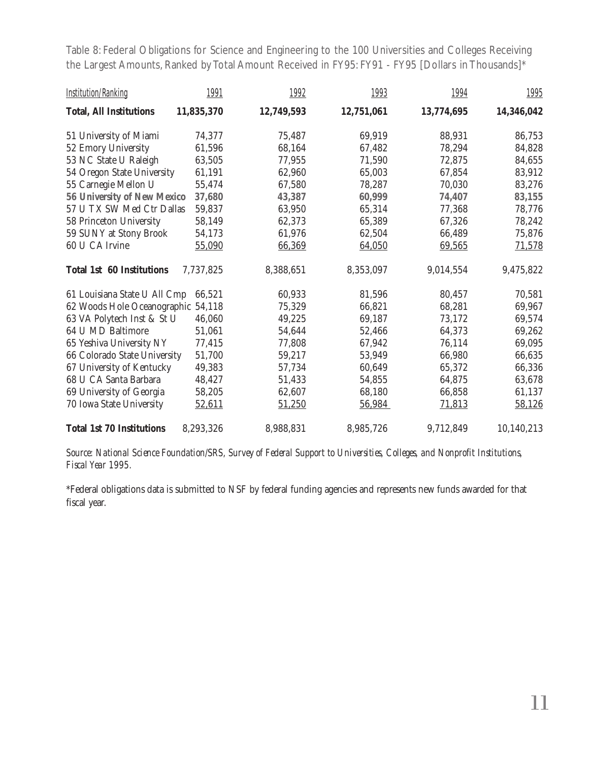Table 8: Federal Obligations for Science and Engineering to the 100 Universities and Colleges Receiving the Largest Amounts, Ranked by Total Amount Received in FY95: FY91 - FY95 [Dollars in Thousands]*

| *Institution/Ranking* | *1991* | *1992* | *1993* | *1994* | *1995* |
|---|---|---|---|---|---|
| **Total, All Institutions** | **11,835,370** | **12,749,593** | **12,751,061** | **13,774,695** | **14,346,042** |
| 51 University of Miami | 74,377 | 75,487 | 69,919 | 88,931 | 86,753 |
| 52 Emory University | 61,596 | 68,164 | 67,482 | 78,294 | 84,828 |
| 53 NC State U Raleigh | 63,505 | 77,955 | 71,590 | 72,875 | 84,655 |
| 54 Oregon State University | 61,191 | 62,960 | 65,003 | 67,854 | 83,912 |
| 55 Carnegie Mellon U | 55,474 | 67,580 | 78,287 | 70,030 | 83,276 |
| **56 University of New Mexico** | **37,680** | **43,387** | **60,999** | **74,407** | **83,155** |
| 57 U TX SW Med Ctr Dallas | 59,837 | 63,950 | 65,314 | 77,368 | 78,776 |
| 58 Princeton University | 58,149 | 62,373 | 65,389 | 67,326 | 78,242 |
| 59 SUNY at Stony Brook | 54,173 | 61,976 | 62,504 | 66,489 | 75,876 |
| 60 U CA Irvine | 55,090 | 66,369 | 64,050 | 69,565 | 71,578 |
| **Total 1st 60 Institutions** | 7,737,825 | 8,388,651 | 8,353,097 | 9,014,554 | 9,475,822 |
| 61 Louisiana State U All Cmp | 66,521 | 60,933 | 81,596 | 80,457 | 70,581 |
| 62 Woods Hole Oceanographic | 54,118 | 75,329 | 66,821 | 68,281 | 69,967 |
| 63 VA Polytech Inst & St U | 46,060 | 49,225 | 69,187 | 73,172 | 69,574 |
| 64 U MD Baltimore | 51,061 | 54,644 | 52,466 | 64,373 | 69,262 |
| 65 Yeshiva University NY | 77,415 | 77,808 | 67,942 | 76,114 | 69,095 |
| 66 Colorado State University | 51,700 | 59,217 | 53,949 | 66,980 | 66,635 |
| 67 University of Kentucky | 49,383 | 57,734 | 60,649 | 65,372 | 66,336 |
| 68 U CA Santa Barbara | 48,427 | 51,433 | 54,855 | 64,875 | 63,678 |
| 69 University of Georgia | 58,205 | 62,607 | 68,180 | 66,858 | 61,137 |
| 70 Iowa State University | 52,611 | 51,250 | 56,984 | 71,813 | 58,126 |
| **Total 1st 70 Institutions** | 8,293,326 | 8,988,831 | 8,985,726 | 9,712,849 | 10,140,213 |

*Source: National Science Foundation/SRS, Survey of Federal Support to Universities, Colleges, and Nonprofit Institutions, Fiscal Year 1995.*

*Federal obligations data is submitted to NSF by federal funding agencies and represents new funds awarded for that fiscal year.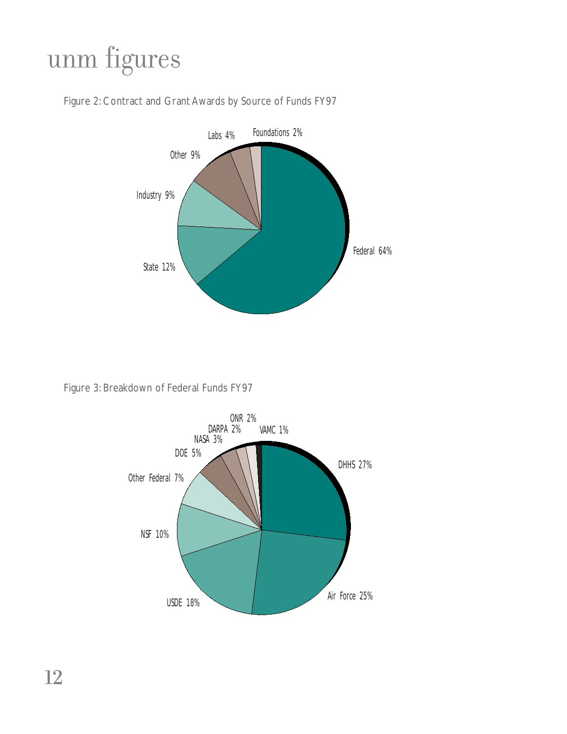# unm figures

Figure 2: Contract and Grant Awards by Source of Funds FY97

Labs 4%

Foundations 2%

Other 9%

Industry 9%

State 12%

Federal 64%

Figure 3: Breakdown of Federal Funds FY97

ONR 2%

DARPA 2%

VAMC 1%

NASA 3%

DOE 5%

DHHS 27%

Other Federal 7%

NSF 10%

USDE 18%

Air Force 25%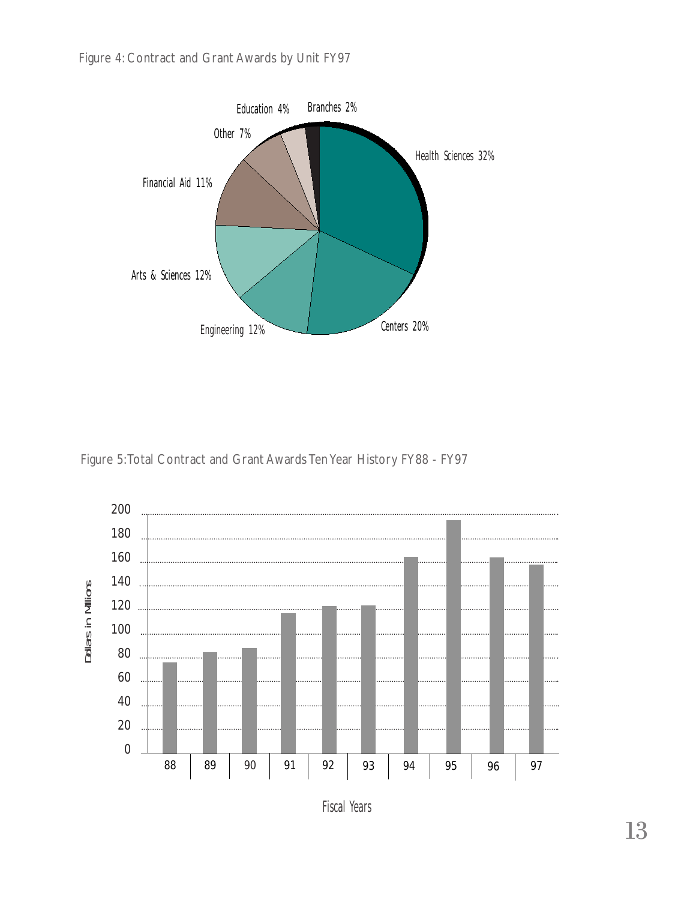Figure 4: Contract and Grant Awards by Unit FY97

| Unit | Percent |
|---|---|
| Health Sciences | 32% |
| Centers | 20% |
| Engineering | 12% |
| Arts & Sciences | 12% |
| Financial Aid | 11% |
| Other | 7% |
| Education | 4% |
| Branches | 2% |

Figure 5: Total Contract and Grant Awards Ten Year History FY88 - FY97

Dollars in Millions

Fiscal Years: 88, 89, 90, 91, 92, 93, 94, 95, 96, 97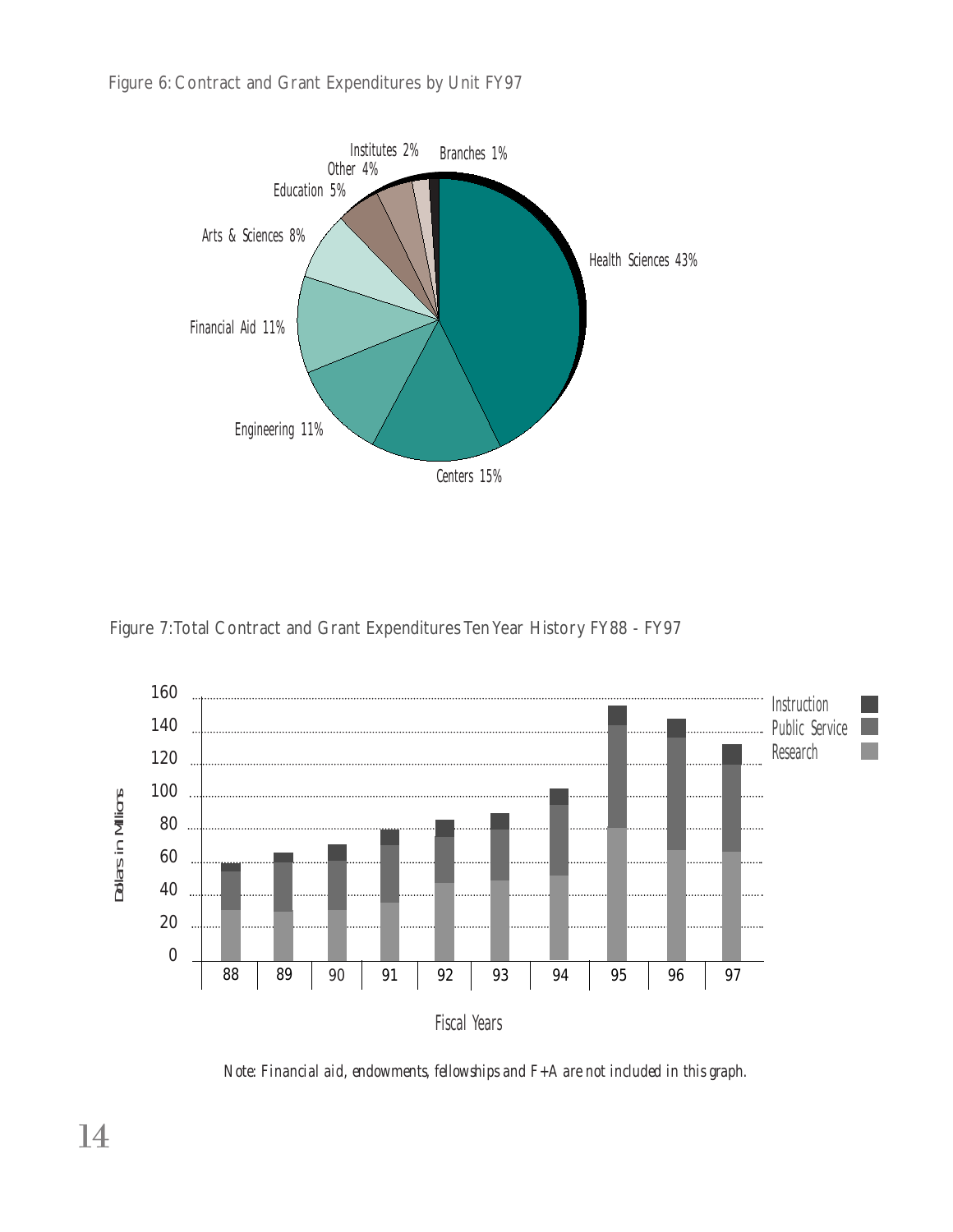Figure 6: Contract and Grant Expenditures by Unit FY97

Health Sciences 43%
Centers 15%
Engineering 11%
Financial Aid 11%
Arts & Sciences 8%
Education 5%
Other 4%
Institutes 2%
Branches 1%

Figure 7: Total Contract and Grant Expenditures Ten Year History FY88 - FY97

Dollars in Millions

Instruction
Public Service
Research

Fiscal Years

Note: Financial aid, endowments, fellowships and F+A are not included in this graph.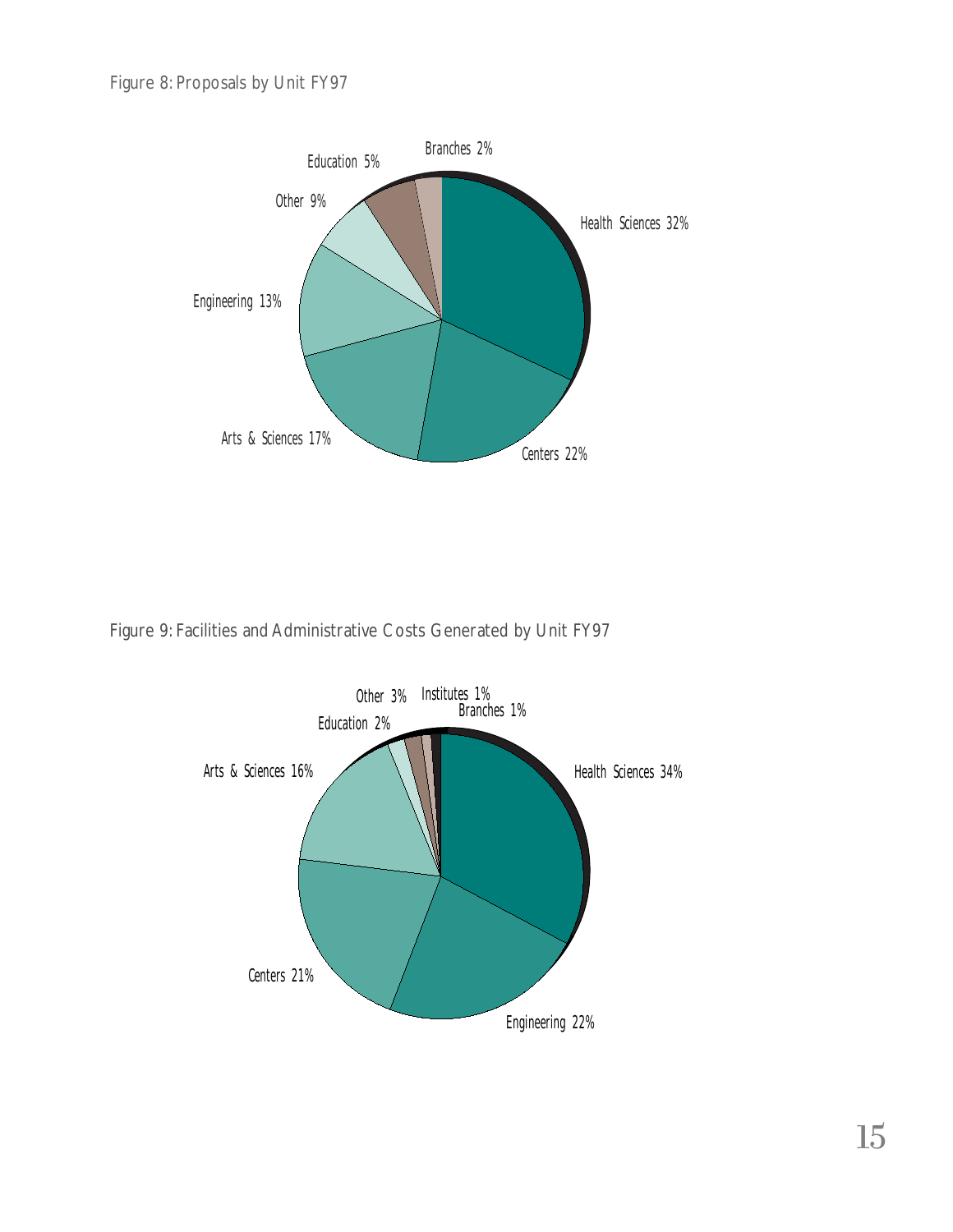Figure 8: Proposals by Unit FY97

Branches 2%
Education 5%
Other 9%
Health Sciences 32%
Engineering 13%
Arts & Sciences 17%
Centers 22%

Figure 9: Facilities and Administrative Costs Generated by Unit FY97

Other 3%
Institutes 1%
Branches 1%
Education 2%
Arts & Sciences 16%
Health Sciences 34%
Centers 21%
Engineering 22%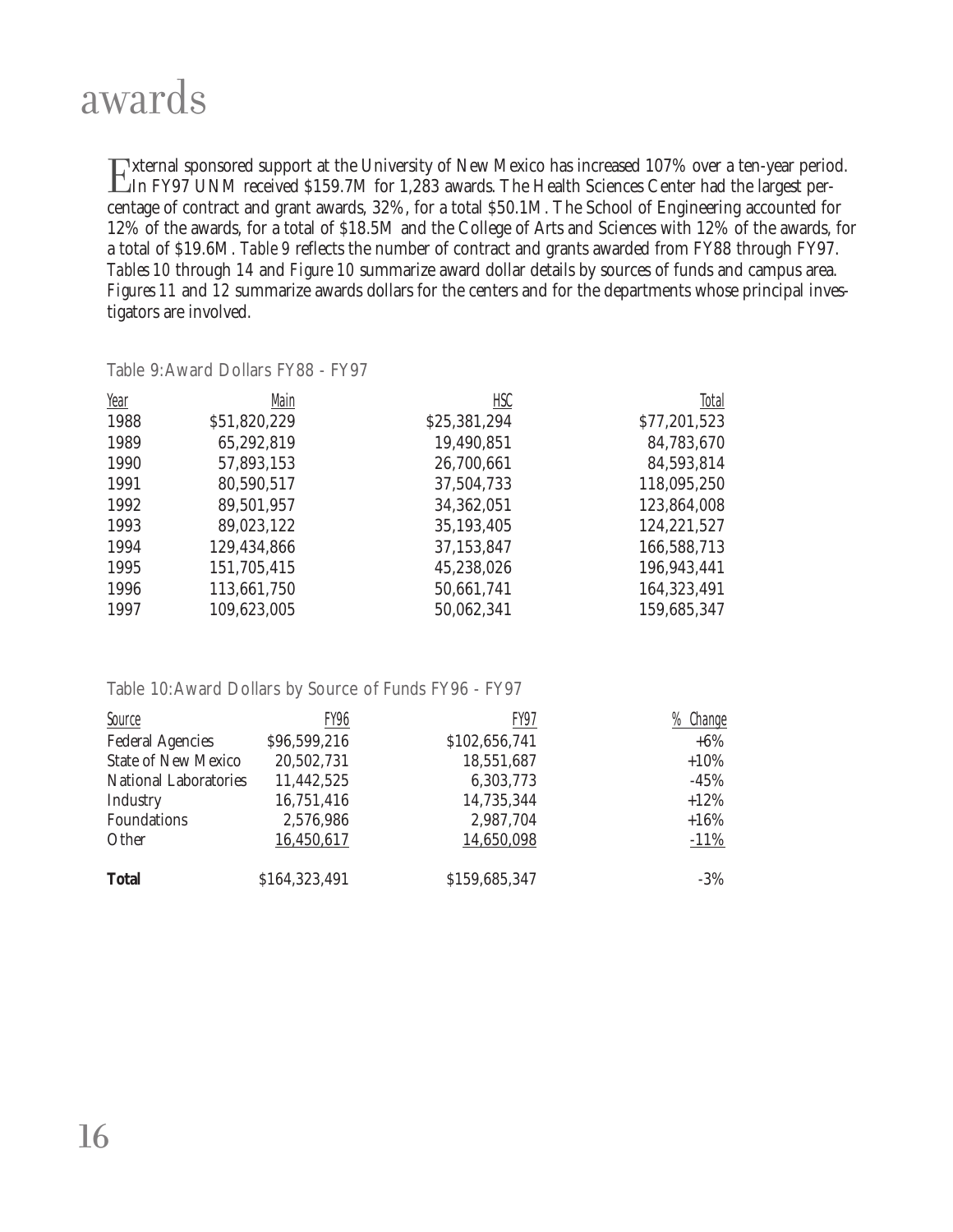# awards

External sponsored support at the University of New Mexico has increased 107% over a ten-year period. In FY97 UNM received $159.7M for 1,283 awards. The Health Sciences Center had the largest percentage of contract and grant awards, 32%, for a total $50.1M. The School of Engineering accounted for 12% of the awards, for a total of $18.5M and the College of Arts and Sciences with 12% of the awards, for a total of $19.6M. *Table 9* reflects the number of contract and grants awarded from FY88 through FY97. *Tables 10* through *14* and *Figure 10* summarize award dollar details by sources of funds and campus area. *Figures 11* and *12* summarize awards dollars for the centers and for the departments whose principal investigators are involved.

Table 9: Award Dollars FY88 - FY97

| Year | Main | HSC | Total |
|---|---|---|---|
| 1988 | $51,820,229 | $25,381,294 | $77,201,523 |
| 1989 | 65,292,819 | 19,490,851 | 84,783,670 |
| 1990 | 57,893,153 | 26,700,661 | 84,593,814 |
| 1991 | 80,590,517 | 37,504,733 | 118,095,250 |
| 1992 | 89,501,957 | 34,362,051 | 123,864,008 |
| 1993 | 89,023,122 | 35,193,405 | 124,221,527 |
| 1994 | 129,434,866 | 37,153,847 | 166,588,713 |
| 1995 | 151,705,415 | 45,238,026 | 196,943,441 |
| 1996 | 113,661,750 | 50,661,741 | 164,323,491 |
| 1997 | 109,623,005 | 50,062,341 | 159,685,347 |

Table 10: Award Dollars by Source of Funds FY96 - FY97

| Source | FY96 | FY97 | % Change |
|---|---|---|---|
| Federal Agencies | $96,599,216 | $102,656,741 | +6% |
| State of New Mexico | 20,502,731 | 18,551,687 | +10% |
| National Laboratories | 11,442,525 | 6,303,773 | -45% |
| Industry | 16,751,416 | 14,735,344 | +12% |
| Foundations | 2,576,986 | 2,987,704 | +16% |
| Other | 16,450,617 | 14,650,098 | -11% |
| **Total** | $164,323,491 | $159,685,347 | -3% |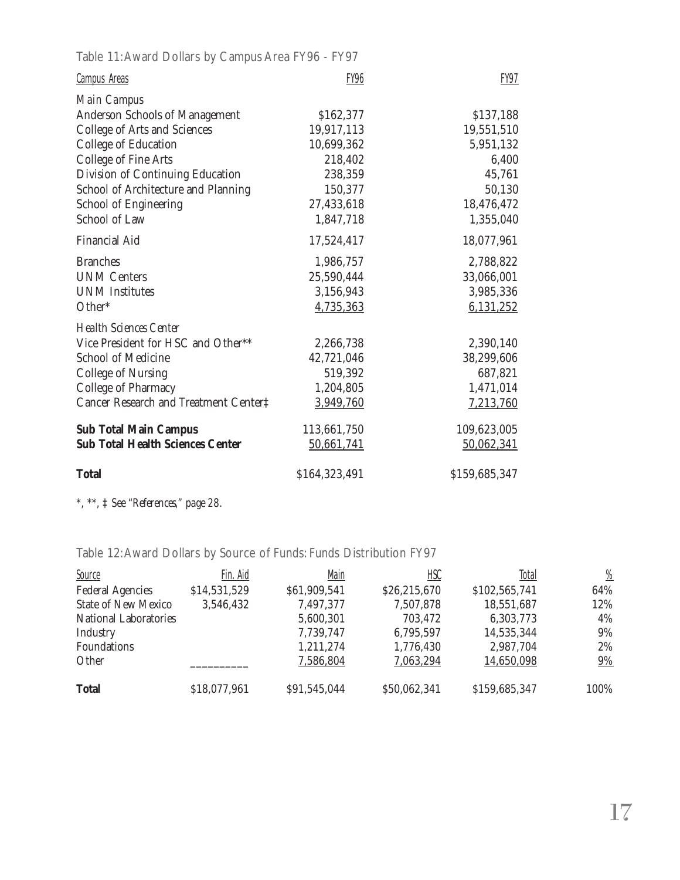Table 11: Award Dollars by Campus Area FY96 - FY97

| *Campus Areas* | *FY96* | *FY97* |
|---|---|---|
| *Main Campus* | | |
| Anderson Schools of Management | $162,377 | $137,188 |
| College of Arts and Sciences | 19,917,113 | 19,551,510 |
| College of Education | 10,699,362 | 5,951,132 |
| College of Fine Arts | 218,402 | 6,400 |
| Division of Continuing Education | 238,359 | 45,761 |
| School of Architecture and Planning | 150,377 | 50,130 |
| School of Engineering | 27,433,618 | 18,476,472 |
| School of Law | 1,847,718 | 1,355,040 |
| Financial Aid | 17,524,417 | 18,077,961 |
| Branches | 1,986,757 | 2,788,822 |
| UNM Centers | 25,590,444 | 33,066,001 |
| UNM Institutes | 3,156,943 | 3,985,336 |
| Other* | 4,735,363 | 6,131,252 |
| *Health Sciences Center* | | |
| Vice President for HSC and Other** | 2,266,738 | 2,390,140 |
| School of Medicine | 42,721,046 | 38,299,606 |
| College of Nursing | 519,392 | 687,821 |
| College of Pharmacy | 1,204,805 | 1,471,014 |
| Cancer Research and Treatment Center‡ | 3,949,760 | 7,213,760 |
| **Sub Total Main Campus** | 113,661,750 | 109,623,005 |
| **Sub Total Health Sciences Center** | 50,661,741 | 50,062,341 |
| **Total** | $164,323,491 | $159,685,347 |

*\*, \*\*, ‡ See "References," page 28.*

Table 12: Award Dollars by Source of Funds: Funds Distribution FY97

| *Source* | *Fin. Aid* | *Main* | *HSC* | *Total* | *%* |
|---|---|---|---|---|---|
| Federal Agencies | $14,531,529 | $61,909,541 | $26,215,670 | $102,565,741 | 64% |
| State of New Mexico | 3,546,432 | 7,497,377 | 7,507,878 | 18,551,687 | 12% |
| National Laboratories | | 5,600,301 | 703,472 | 6,303,773 | 4% |
| Industry | | 7,739,747 | 6,795,597 | 14,535,344 | 9% |
| Foundations | | 1,211,274 | 1,776,430 | 2,987,704 | 2% |
| Other | | 7,586,804 | 7,063,294 | 14,650,098 | 9% |
| **Total** | $18,077,961 | $91,545,044 | $50,062,341 | $159,685,347 | 100% |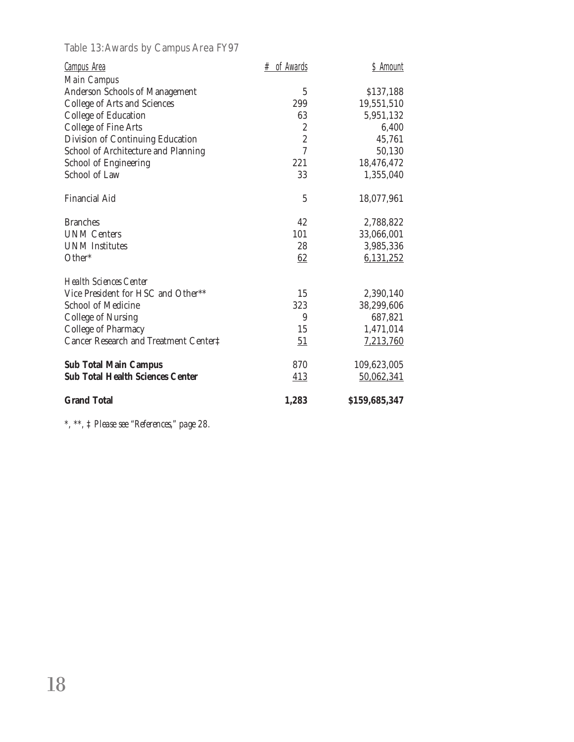Table 13: Awards by Campus Area FY97

| *Campus Area* | *# of Awards* | *$ Amount* |
|---|---|---|
| Main Campus | | |
| Anderson Schools of Management | 5 | $137,188 |
| College of Arts and Sciences | 299 | 19,551,510 |
| College of Education | 63 | 5,951,132 |
| College of Fine Arts | 2 | 6,400 |
| Division of Continuing Education | 2 | 45,761 |
| School of Architecture and Planning | 7 | 50,130 |
| School of Engineering | 221 | 18,476,472 |
| School of Law | 33 | 1,355,040 |
| | | |
| Financial Aid | 5 | 18,077,961 |
| | | |
| Branches | 42 | 2,788,822 |
| UNM Centers | 101 | 33,066,001 |
| UNM Institutes | 28 | 3,985,336 |
| Other* | 62 | 6,131,252 |
| | | |
| *Health Sciences Center* | | |
| Vice President for HSC and Other** | 15 | 2,390,140 |
| School of Medicine | 323 | 38,299,606 |
| College of Nursing | 9 | 687,821 |
| College of Pharmacy | 15 | 1,471,014 |
| Cancer Research and Treatment Center‡ | 51 | 7,213,760 |
| | | |
| **Sub Total Main Campus** | 870 | 109,623,005 |
| **Sub Total Health Sciences Center** | 413 | 50,062,341 |
| | | |
| **Grand Total** | **1,283** | **$159,685,347** |

*\*, \*\*, ‡ Please see "References," page 28.*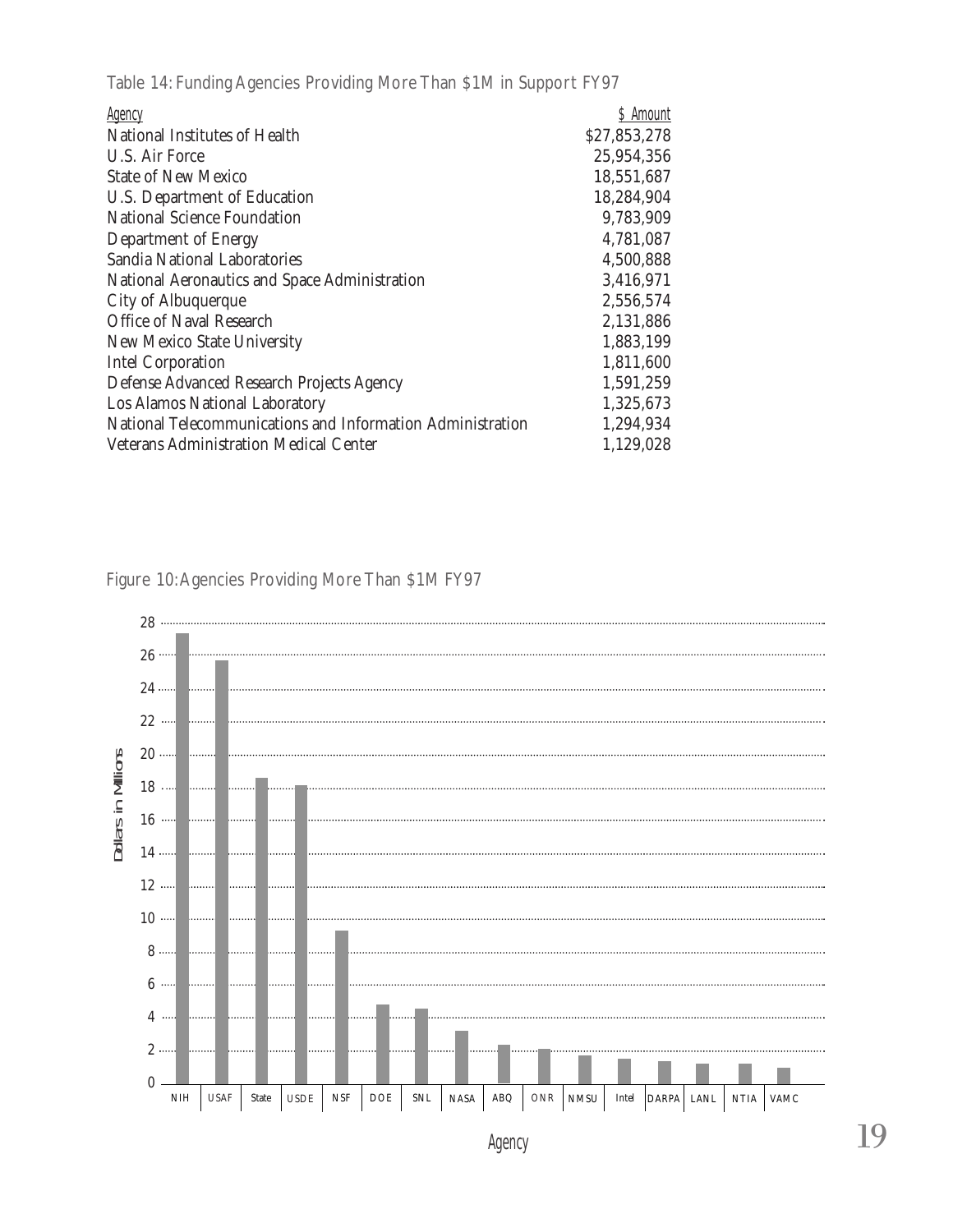Table 14: Funding Agencies Providing More Than $1M in Support FY97

| Agency | $ Amount |
|---|---|
| National Institutes of Health | $27,853,278 |
| U.S. Air Force | 25,954,356 |
| State of New Mexico | 18,551,687 |
| U.S. Department of Education | 18,284,904 |
| National Science Foundation | 9,783,909 |
| Department of Energy | 4,781,087 |
| Sandia National Laboratories | 4,500,888 |
| National Aeronautics and Space Administration | 3,416,971 |
| City of Albuquerque | 2,556,574 |
| Office of Naval Research | 2,131,886 |
| New Mexico State University | 1,883,199 |
| Intel Corporation | 1,811,600 |
| Defense Advanced Research Projects Agency | 1,591,259 |
| Los Alamos National Laboratory | 1,325,673 |
| National Telecommunications and Information Administration | 1,294,934 |
| Veterans Administration Medical Center | 1,129,028 |

Figure 10: Agencies Providing More Than $1M FY97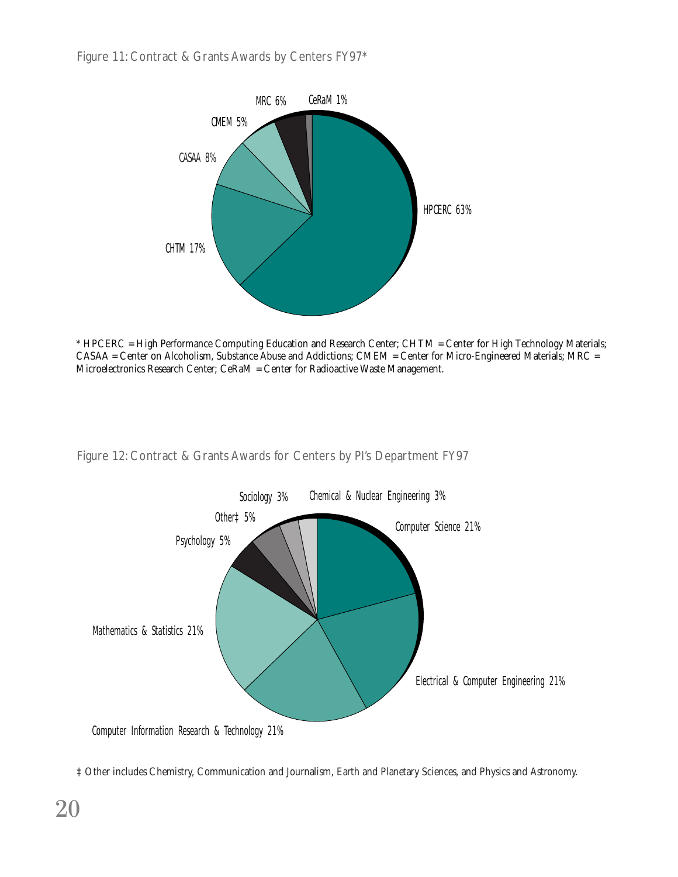Figure 11: Contract & Grants Awards by Centers FY97*

HPCERC 63%
CHTM 17%
CASAA 8%
CMEM 5%
MRC 6%
CeRaM 1%

* HPCERC = High Performance Computing Education and Research Center; CHTM = Center for High Technology Materials; CASAA = Center on Alcoholism, Substance Abuse and Addictions; CMEM = Center for Micro-Engineered Materials; MRC = Microelectronics Research Center; CeRaM = Center for Radioactive Waste Management.

Figure 12: Contract & Grants Awards for Centers by PI's Department FY97

Computer Science 21%
Electrical & Computer Engineering 21%
Computer Information Research & Technology 21%
Mathematics & Statistics 21%
Psychology 5%
Other‡ 5%
Sociology 3%
Chemical & Nuclear Engineering 3%

‡ Other includes Chemistry, Communication and Journalism, Earth and Planetary Sciences, and Physics and Astronomy.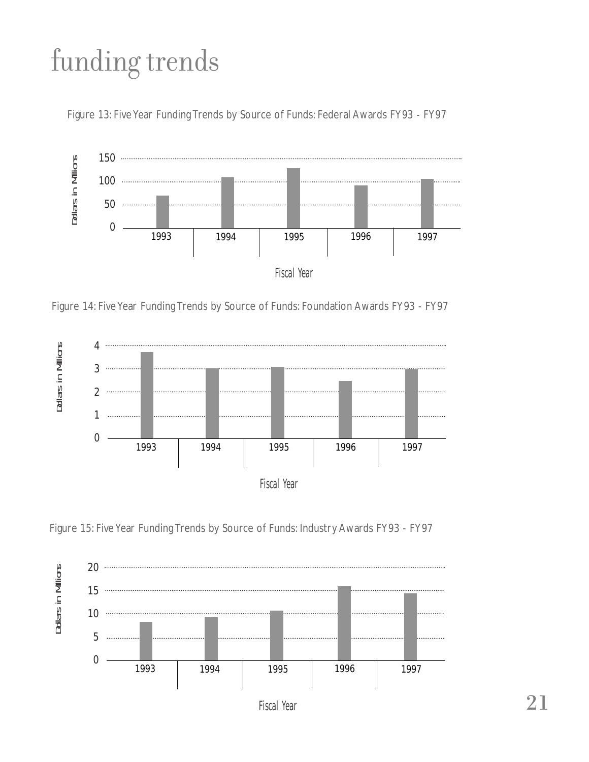# funding trends

Figure 13: Five Year Funding Trends by Source of Funds: Federal Awards FY93 - FY97

Figure 14: Five Year Funding Trends by Source of Funds: Foundation Awards FY93 - FY97

Figure 15: Five Year Funding Trends by Source of Funds: Industry Awards FY93 - FY97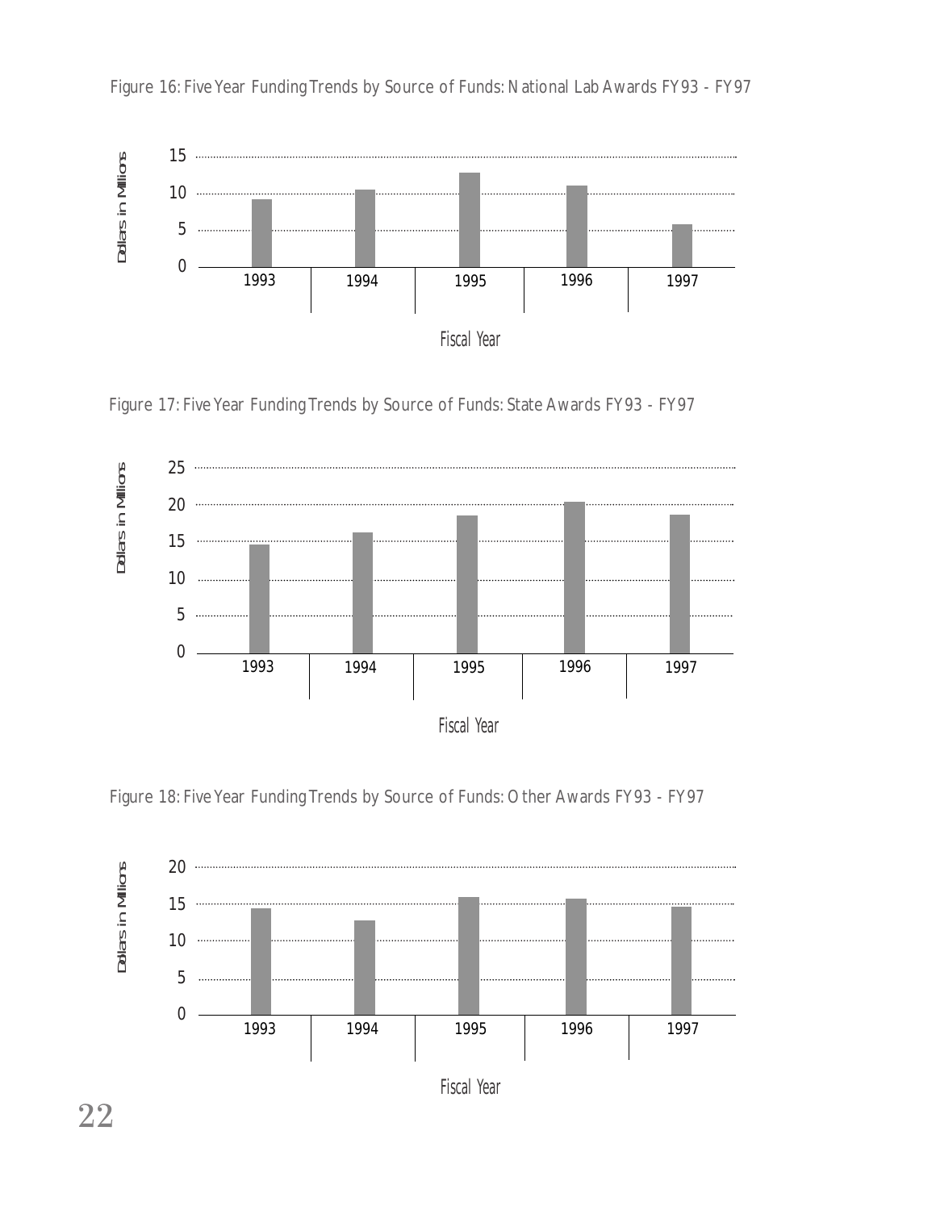Figure 16: Five Year Funding Trends by Source of Funds: National Lab Awards FY93 - FY97

Figure 17: Five Year Funding Trends by Source of Funds: State Awards FY93 - FY97

Figure 18: Five Year Funding Trends by Source of Funds: Other Awards FY93 - FY97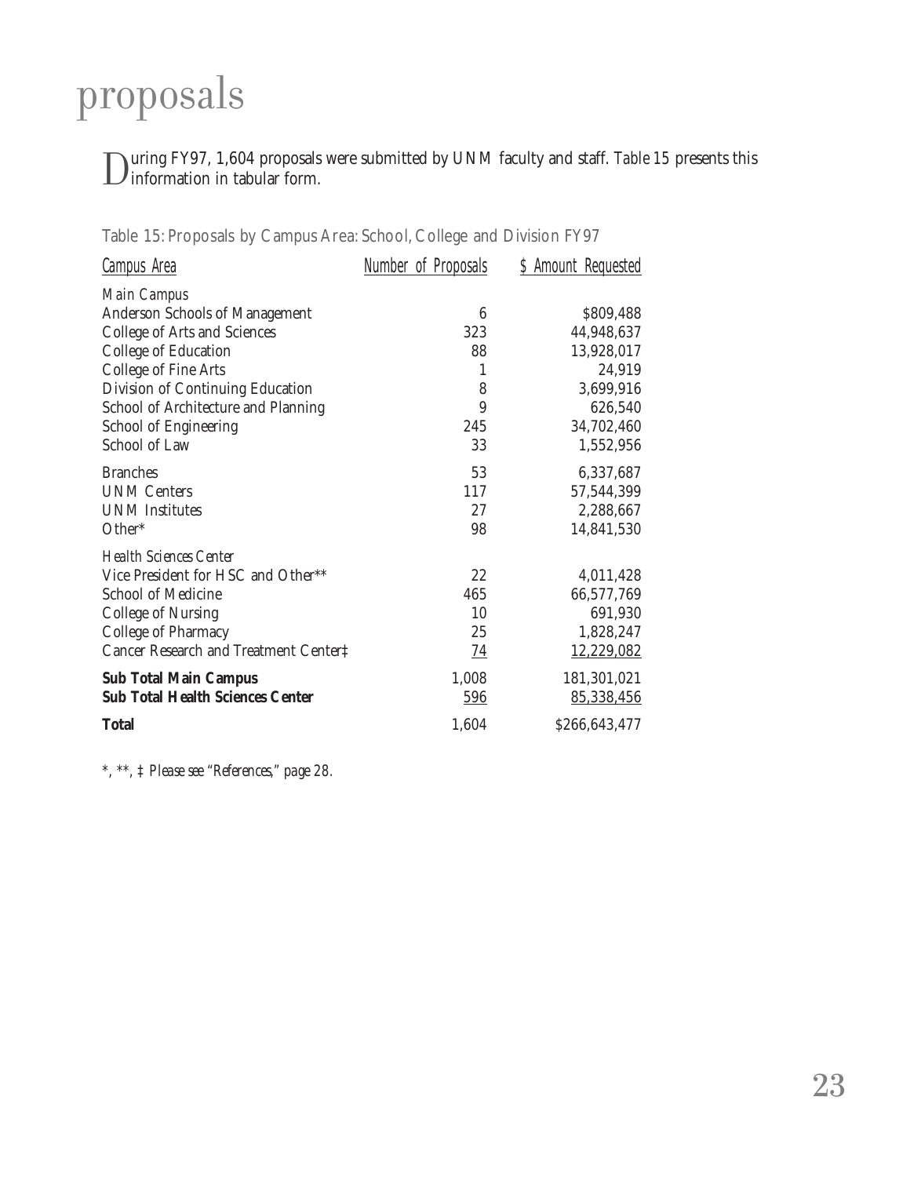# proposals

During FY97, 1,604 proposals were submitted by UNM faculty and staff. Table 15 presents this information in tabular form.

Table 15: Proposals by Campus Area: School, College and Division FY97

| Campus Area | Number of Proposals | $ Amount Requested |
|---|---|---|
| *Main Campus* | | |
| Anderson Schools of Management | 6 | $809,488 |
| College of Arts and Sciences | 323 | 44,948,637 |
| College of Education | 88 | 13,928,017 |
| College of Fine Arts | 1 | 24,919 |
| Division of Continuing Education | 8 | 3,699,916 |
| School of Architecture and Planning | 9 | 626,540 |
| School of Engineering | 245 | 34,702,460 |
| School of Law | 33 | 1,552,956 |
| Branches | 53 | 6,337,687 |
| UNM Centers | 117 | 57,544,399 |
| UNM Institutes | 27 | 2,288,667 |
| Other* | 98 | 14,841,530 |
| *Health Sciences Center* | | |
| Vice President for HSC and Other** | 22 | 4,011,428 |
| School of Medicine | 465 | 66,577,769 |
| College of Nursing | 10 | 691,930 |
| College of Pharmacy | 25 | 1,828,247 |
| Cancer Research and Treatment Center‡ | 74 | 12,229,082 |
| **Sub Total Main Campus** | 1,008 | 181,301,021 |
| **Sub Total Health Sciences Center** | 596 | 85,338,456 |
| **Total** | 1,604 | $266,643,477 |

*\*, \*\*, ‡ Please see "References," page 28.*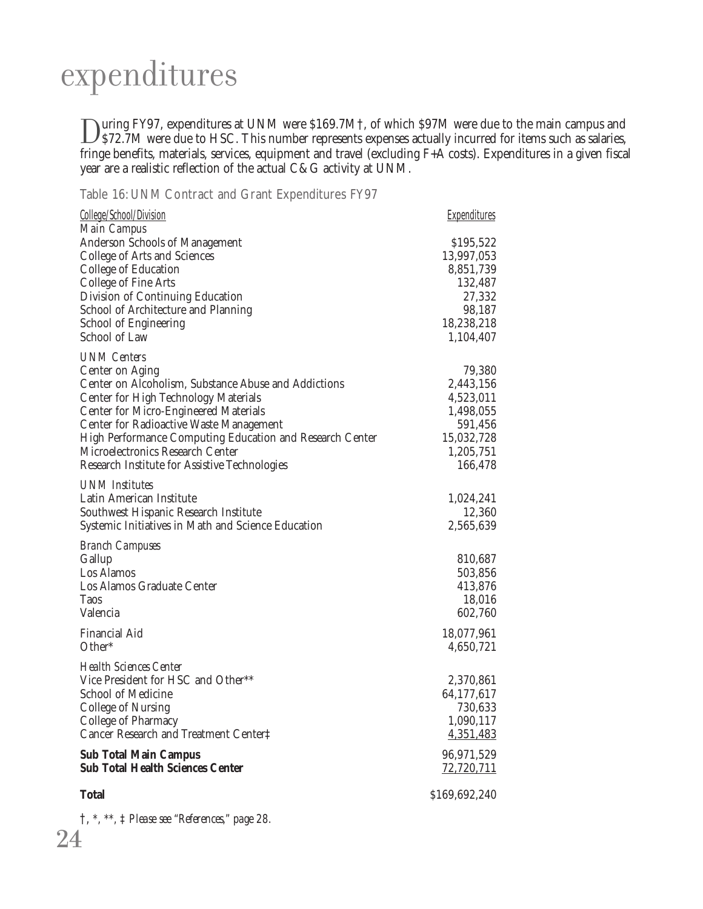# expenditures

During FY97, expenditures at UNM were $169.7M†, of which $97M were due to the main campus and $72.7M were due to HSC. This number represents expenses actually incurred for items such as salaries, fringe benefits, materials, services, equipment and travel (excluding F+A costs). Expenditures in a given fiscal year are a realistic reflection of the actual C&G activity at UNM.

Table 16: UNM Contract and Grant Expenditures FY97

| *College/School/Division* | *Expenditures* |
|---|---|
| *Main Campus* | |
| Anderson Schools of Management | $195,522 |
| College of Arts and Sciences | 13,997,053 |
| College of Education | 8,851,739 |
| College of Fine Arts | 132,487 |
| Division of Continuing Education | 27,332 |
| School of Architecture and Planning | 98,187 |
| School of Engineering | 18,238,218 |
| School of Law | 1,104,407 |
| *UNM Centers* | |
| Center on Aging | 79,380 |
| Center on Alcoholism, Substance Abuse and Addictions | 2,443,156 |
| Center for High Technology Materials | 4,523,011 |
| Center for Micro-Engineered Materials | 1,498,055 |
| Center for Radioactive Waste Management | 591,456 |
| High Performance Computing Education and Research Center | 15,032,728 |
| Microelectronics Research Center | 1,205,751 |
| Research Institute for Assistive Technologies | 166,478 |
| *UNM Institutes* | |
| Latin American Institute | 1,024,241 |
| Southwest Hispanic Research Institute | 12,360 |
| Systemic Initiatives in Math and Science Education | 2,565,639 |
| *Branch Campuses* | |
| Gallup | 810,687 |
| Los Alamos | 503,856 |
| Los Alamos Graduate Center | 413,876 |
| Taos | 18,016 |
| Valencia | 602,760 |
| Financial Aid | 18,077,961 |
| Other* | 4,650,721 |
| *Health Sciences Center* | |
| Vice President for HSC and Other** | 2,370,861 |
| School of Medicine | 64,177,617 |
| College of Nursing | 730,633 |
| College of Pharmacy | 1,090,117 |
| Cancer Research and Treatment Center‡ | 4,351,483 |
| **Sub Total Main Campus** | 96,971,529 |
| **Sub Total Health Sciences Center** | 72,720,711 |
| **Total** | $169,692,240 |

*†, *, **, ‡ Please see "References," page 28.*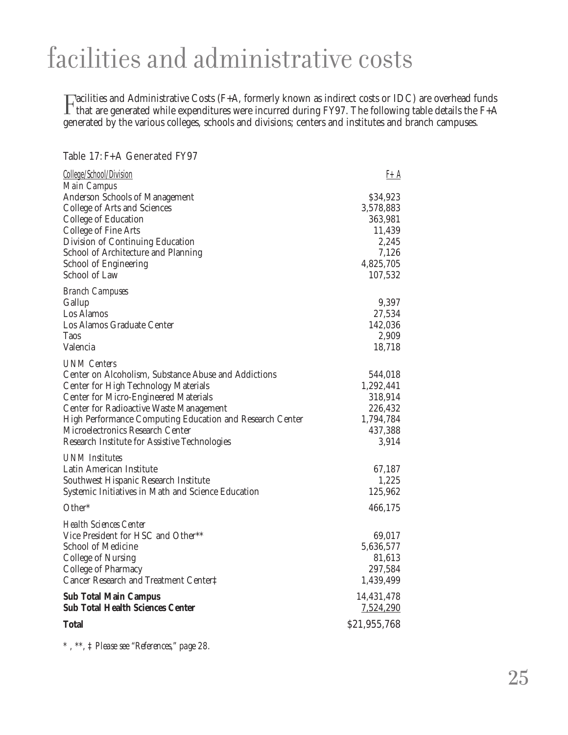# facilities and administrative costs

Facilities and Administrative Costs (F+A, formerly known as indirect costs or IDC) are overhead funds that are generated while expenditures were incurred during FY97. The following table details the F+A generated by the various colleges, schools and divisions; centers and institutes and branch campuses.

Table 17: F+A Generated FY97

| *College/School/Division* | *F+A* |
|---|---|
| *Main Campus* | |
| Anderson Schools of Management | $34,923 |
| College of Arts and Sciences | 3,578,883 |
| College of Education | 363,981 |
| College of Fine Arts | 11,439 |
| Division of Continuing Education | 2,245 |
| School of Architecture and Planning | 7,126 |
| School of Engineering | 4,825,705 |
| School of Law | 107,532 |
| *Branch Campuses* | |
| Gallup | 9,397 |
| Los Alamos | 27,534 |
| Los Alamos Graduate Center | 142,036 |
| Taos | 2,909 |
| Valencia | 18,718 |
| *UNM Centers* | |
| Center on Alcoholism, Substance Abuse and Addictions | 544,018 |
| Center for High Technology Materials | 1,292,441 |
| Center for Micro-Engineered Materials | 318,914 |
| Center for Radioactive Waste Management | 226,432 |
| High Performance Computing Education and Research Center | 1,794,784 |
| Microelectronics Research Center | 437,388 |
| Research Institute for Assistive Technologies | 3,914 |
| *UNM Institutes* | |
| Latin American Institute | 67,187 |
| Southwest Hispanic Research Institute | 1,225 |
| Systemic Initiatives in Math and Science Education | 125,962 |
| Other* | 466,175 |
| *Health Sciences Center* | |
| Vice President for HSC and Other** | 69,017 |
| School of Medicine | 5,636,577 |
| College of Nursing | 81,613 |
| College of Pharmacy | 297,584 |
| Cancer Research and Treatment Center‡ | 1,439,499 |
| **Sub Total Main Campus** | 14,431,478 |
| **Sub Total Health Sciences Center** | 7,524,290 |
| **Total** | $21,955,768 |

*\*, \*\*, ‡ Please see "References," page 28.*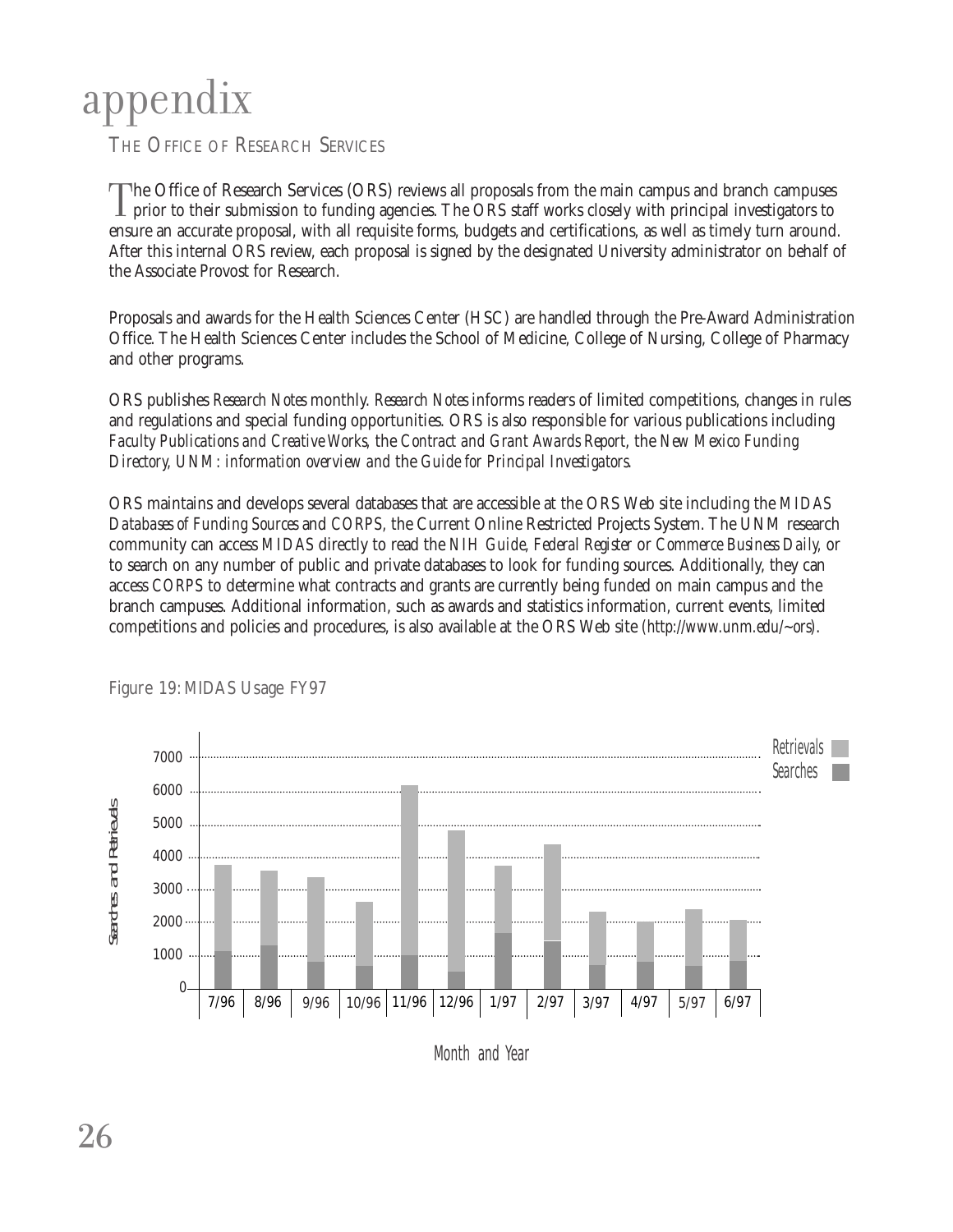# appendix

## THE OFFICE OF RESEARCH SERVICES

The Office of Research Services (ORS) reviews all proposals from the main campus and branch campuses prior to their submission to funding agencies. The ORS staff works closely with principal investigators to ensure an accurate proposal, with all requisite forms, budgets and certifications, as well as timely turn around. After this internal ORS review, each proposal is signed by the designated University administrator on behalf of the Associate Provost for Research.

Proposals and awards for the Health Sciences Center (HSC) are handled through the Pre-Award Administration Office. The Health Sciences Center includes the School of Medicine, College of Nursing, College of Pharmacy and other programs.

ORS publishes *Research Notes* monthly. *Research Notes* informs readers of limited competitions, changes in rules and regulations and special funding opportunities. ORS is also responsible for various publications including *Faculty Publications and Creative Works,* the *Contract and Grant Awards Report,* the *New Mexico Funding Directory, UNM: information overview and* the *Guide for Principal Investigators.*

ORS maintains and develops several databases that are accessible at the ORS Web site including the *MIDAS Databases of Funding Sources* and *CORPS,* the Current Online Restricted Projects System. The UNM research community can access *MIDAS* directly to read the *NIH Guide, Federal Register* or *Commerce Business Daily,* or to search on any number of public and private databases to look for funding sources. Additionally, they can access *CORPS* to determine what contracts and grants are currently being funded on main campus and the branch campuses. Additional information, such as awards and statistics information, current events, limited competitions and policies and procedures, is also available at the ORS Web site (http://www.unm.edu/~ors).

Figure 19: MIDAS Usage FY97

Searches and Retrievals: 0, 1000, 2000, 3000, 4000, 5000, 6000, 7000

Month and Year: 7/96, 8/96, 9/96, 10/96, 11/96, 12/96, 1/97, 2/97, 3/97, 4/97, 5/97, 6/97

Retrievals / Searches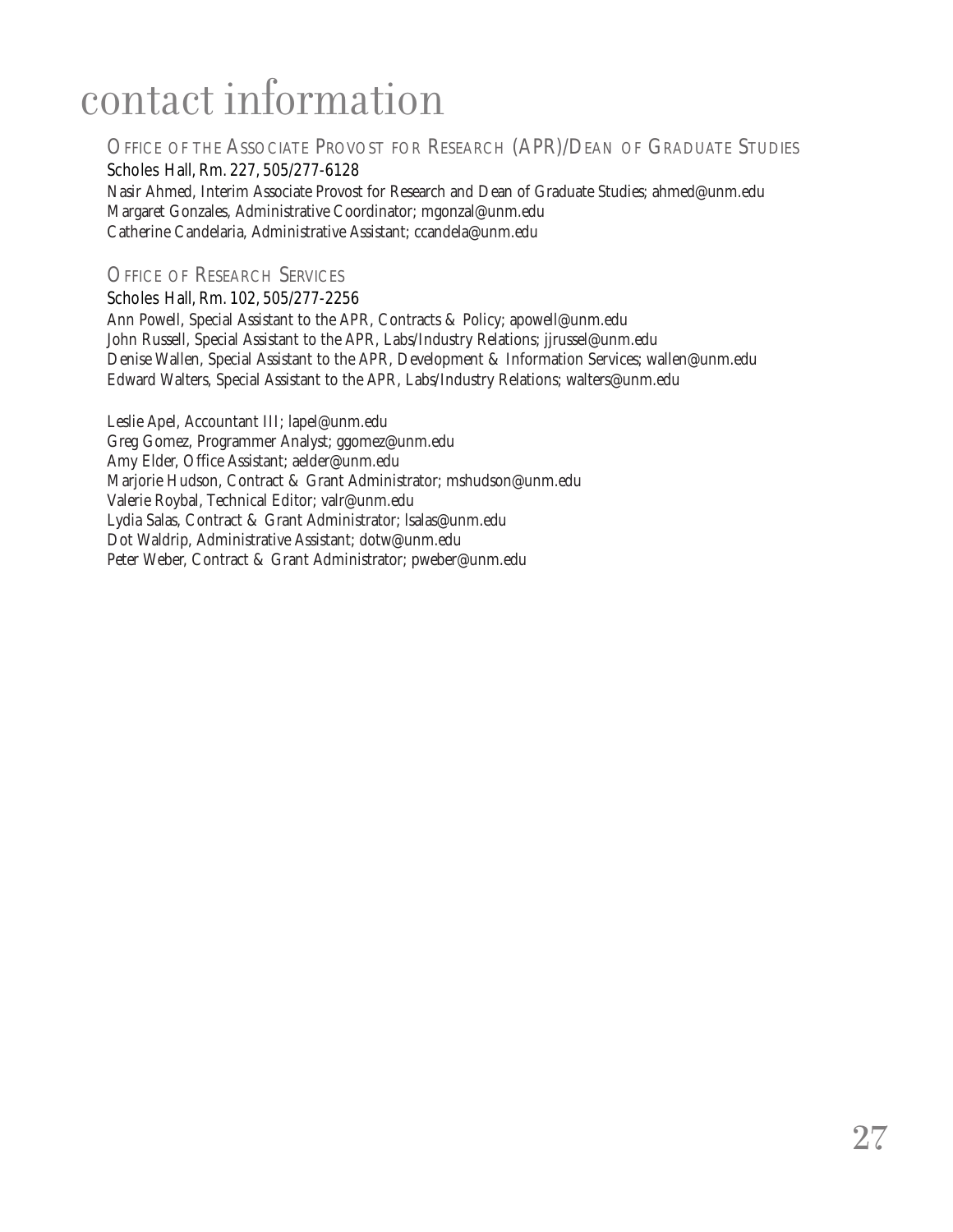# contact information

## Office of the Associate Provost for Research (APR)/Dean of Graduate Studies

Scholes Hall, Rm. 227, 505/277-6128

Nasir Ahmed, Interim Associate Provost for Research and Dean of Graduate Studies; ahmed@unm.edu
Margaret Gonzales, Administrative Coordinator; mgonzal@unm.edu
Catherine Candelaria, Administrative Assistant; ccandela@unm.edu

## Office of Research Services

Scholes Hall, Rm. 102, 505/277-2256

Ann Powell, Special Assistant to the APR, Contracts & Policy; apowell@unm.edu
John Russell, Special Assistant to the APR, Labs/Industry Relations; jjrussel@unm.edu
Denise Wallen, Special Assistant to the APR, Development & Information Services; wallen@unm.edu
Edward Walters, Special Assistant to the APR, Labs/Industry Relations; walters@unm.edu

Leslie Apel, Accountant III; lapel@unm.edu
Greg Gomez, Programmer Analyst; ggomez@unm.edu
Amy Elder, Office Assistant; aelder@unm.edu
Marjorie Hudson, Contract & Grant Administrator; mshudson@unm.edu
Valerie Roybal, Technical Editor; valr@unm.edu
Lydia Salas, Contract & Grant Administrator; lsalas@unm.edu
Dot Waldrip, Administrative Assistant; dotw@unm.edu
Peter Weber, Contract & Grant Administrator; pweber@unm.edu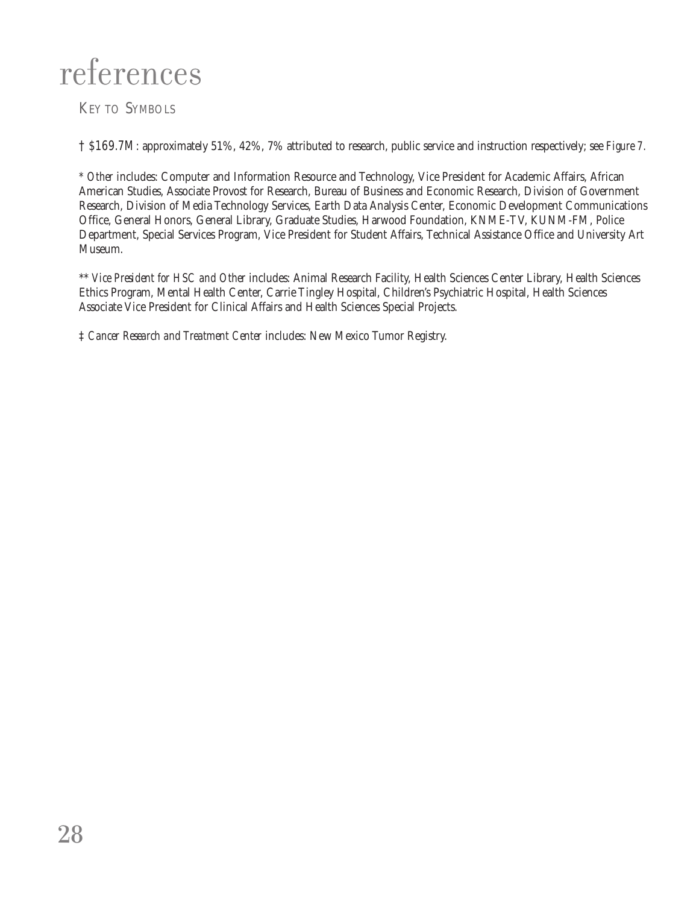# references

## Key to Symbols

† $169.7M: approximately 51%, 42%, 7% attributed to research, public service and instruction respectively; see *Figure 7*.

* *Other* includes: Computer and Information Resource and Technology, Vice President for Academic Affairs, African American Studies, Associate Provost for Research, Bureau of Business and Economic Research, Division of Government Research, Division of Media Technology Services, Earth Data Analysis Center, Economic Development Communications Office, General Honors, General Library, Graduate Studies, Harwood Foundation, KNME-TV, KUNM-FM, Police Department, Special Services Program, Vice President for Student Affairs, Technical Assistance Office and University Art Museum.

** *Vice President for HSC and Other* includes: Animal Research Facility, Health Sciences Center Library, Health Sciences Ethics Program, Mental Health Center, Carrie Tingley Hospital, Children's Psychiatric Hospital, Health Sciences Associate Vice President for Clinical Affairs and Health Sciences Special Projects.

‡ *Cancer Research and Treatment Center* includes: New Mexico Tumor Registry.